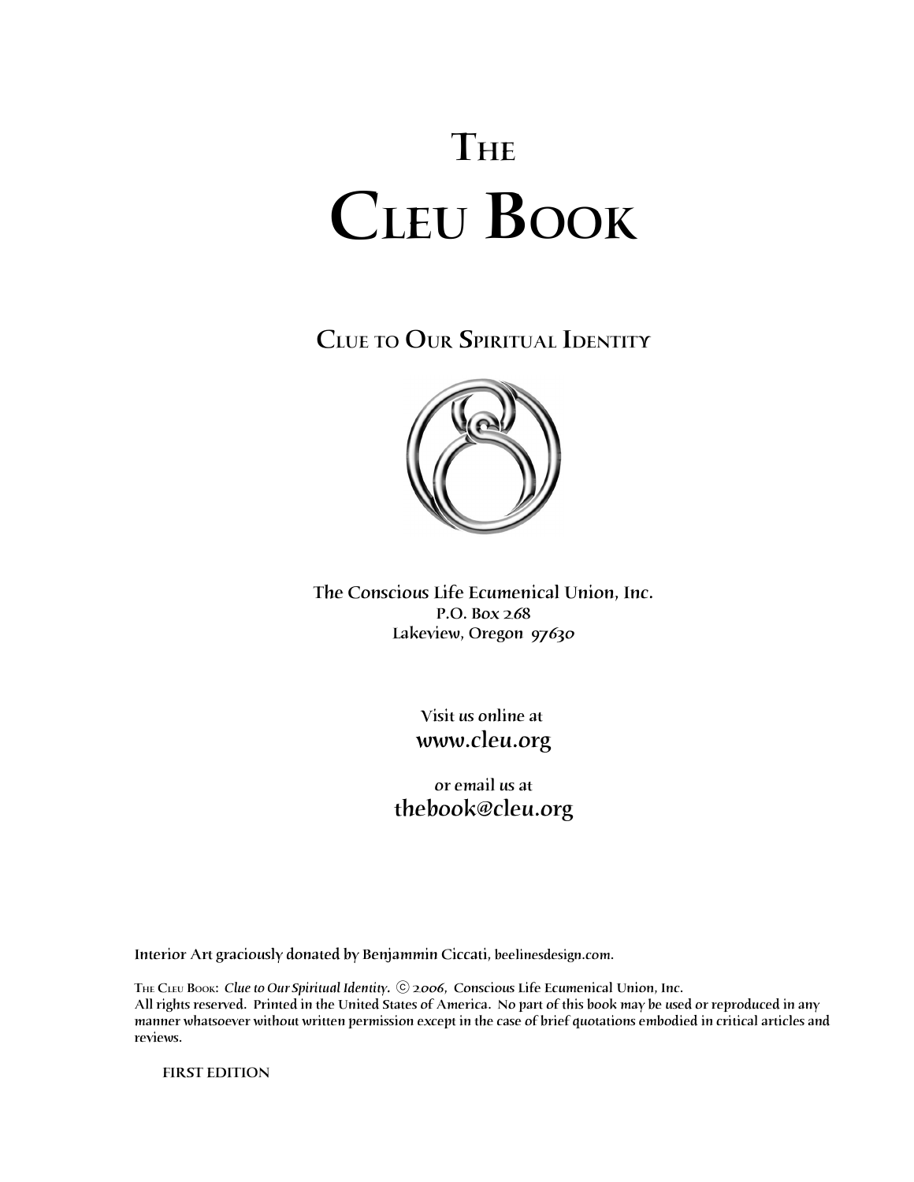# The Cleu Book

## Clue to Our Spiritual Identity

**The Conscious Life Ecumenical Union, Inc.**
P.O. Box 268
Lakeview, Oregon 97630

Visit us online at
**www.cleu.org**

or email us at
**thebook@cleu.org**

Interior Art graciously donated by Benjammin Ciccati, beelinesdesign.com.

The Cleu Book: *Clue to Our Spiritual Identity.* © 2006, Conscious Life Ecumenical Union, Inc.
All rights reserved. Printed in the United States of America. No part of this book may be used or reproduced in any manner whatsoever without written permission except in the case of brief quotations embodied in critical articles and reviews.

FIRST EDITION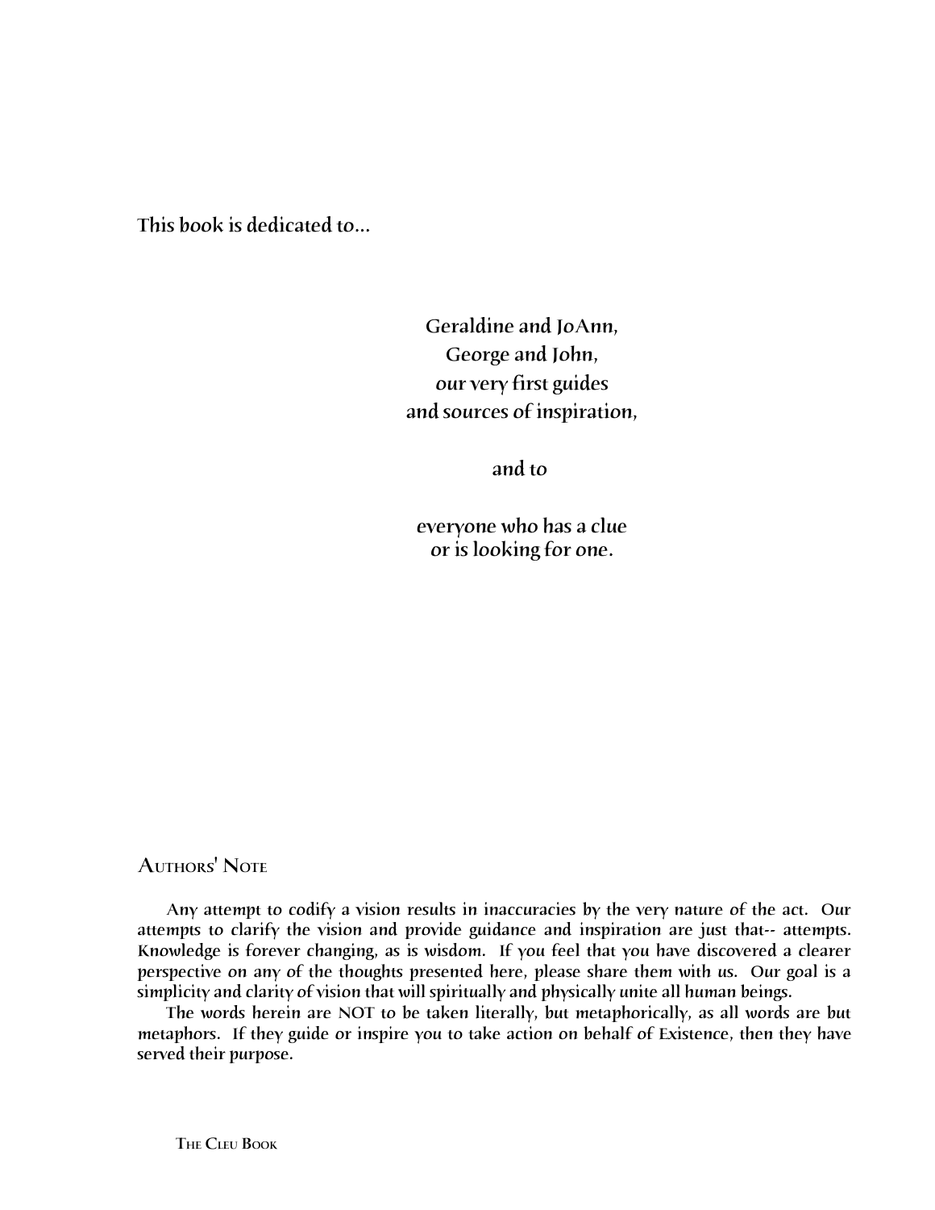This book is dedicated to...

Geraldine and JoAnn,
George and John,
our very first guides
and sources of inspiration,

and to

everyone who has a clue
or is looking for one.

## Authors' Note

Any attempt to codify a vision results in inaccuracies by the very nature of the act. Our attempts to clarify the vision and provide guidance and inspiration are just that-- attempts. Knowledge is forever changing, as is wisdom. If you feel that you have discovered a clearer perspective on any of the thoughts presented here, please share them with us. Our goal is a simplicity and clarity of vision that will spiritually and physically unite all human beings.

The words herein are NOT to be taken literally, but metaphorically, as all words are but metaphors. If they guide or inspire you to take action on behalf of Existence, then they have served their purpose.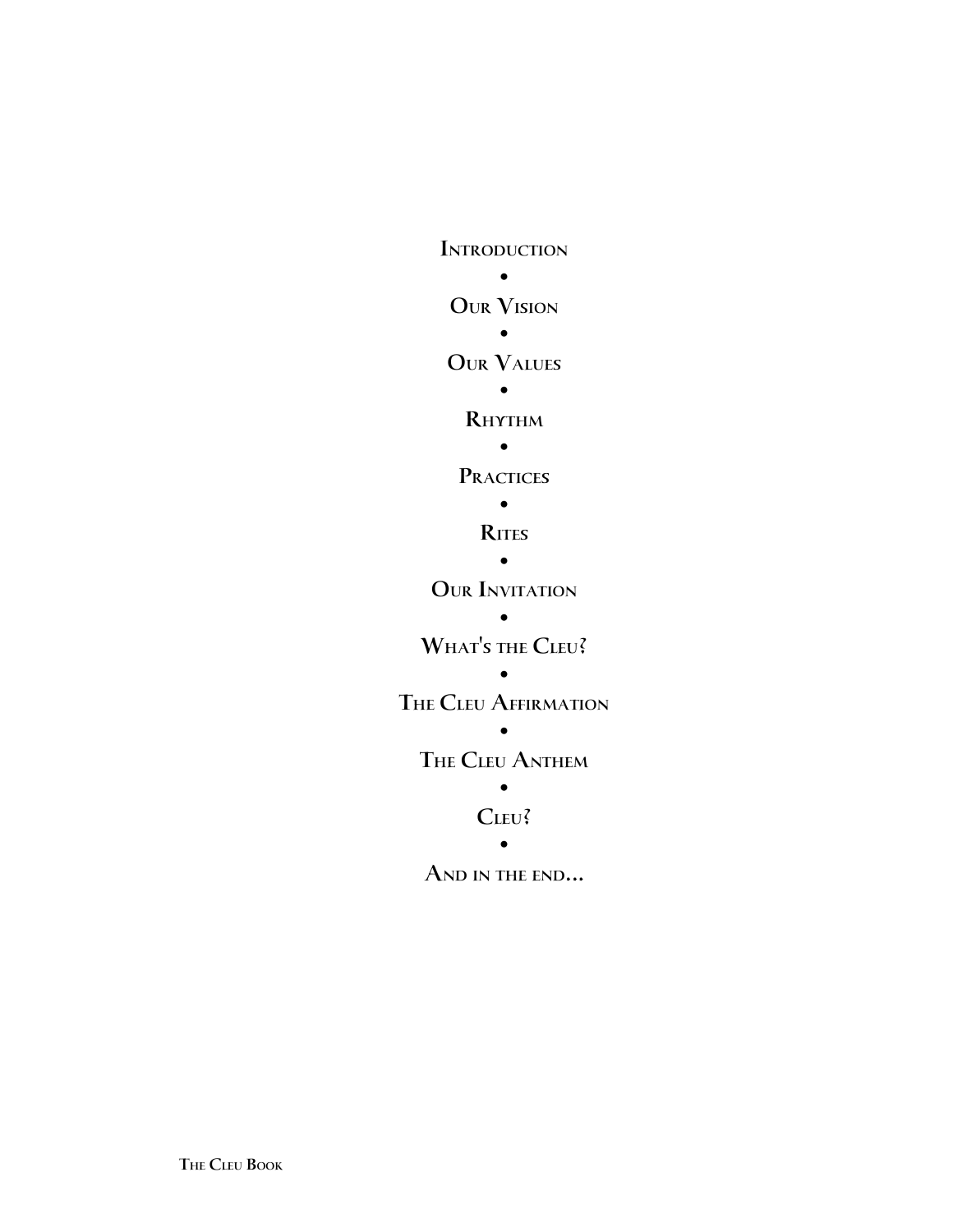Introduction

•

Our Vision

•

Our Values

•

Rhythm

•

Practices

•

Rites

•

Our Invitation

•

What's the Cleu?

•

The Cleu Affirmation

•

The Cleu Anthem

•

Cleu?

•

And in the end...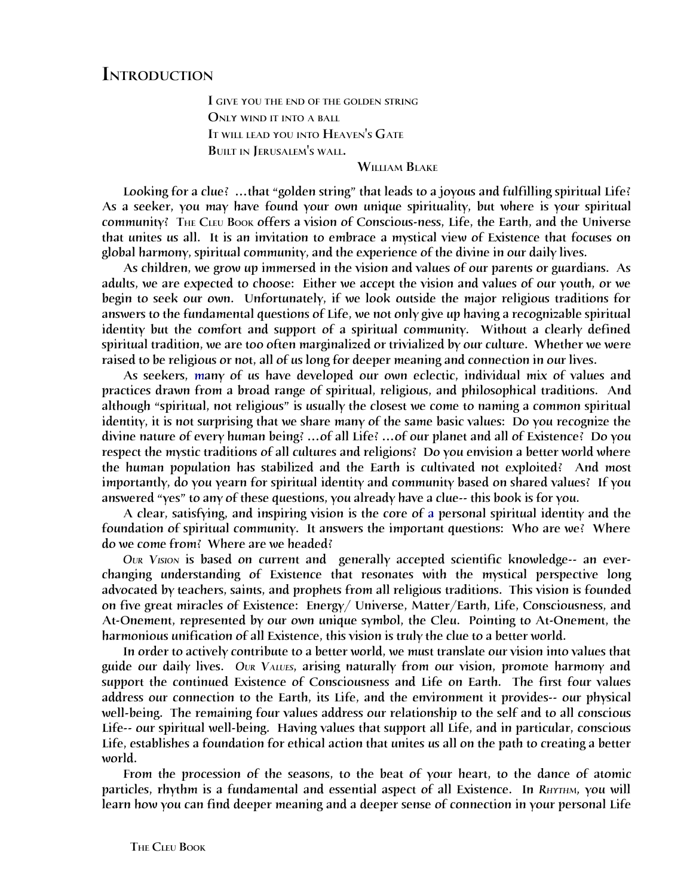# Introduction

> I give you the end of the golden string
> Only wind it into a ball
> It will lead you into Heaven's Gate
> Built in Jerusalem's wall.
>
> William Blake

Looking for a clue? ...that "golden string" that leads to a joyous and fulfilling spiritual Life? As a seeker, you may have found your own unique spirituality, but where is your spiritual community? The Cleu Book offers a vision of Conscious-ness, Life, the Earth, and the Universe that unites us all. It is an invitation to embrace a mystical view of Existence that focuses on global harmony, spiritual community, and the experience of the divine in our daily lives.

As children, we grow up immersed in the vision and values of our parents or guardians. As adults, we are expected to choose: Either we accept the vision and values of our youth, or we begin to seek our own. Unfortunately, if we look outside the major religious traditions for answers to the fundamental questions of Life, we not only give up having a recognizable spiritual identity but the comfort and support of a spiritual community. Without a clearly defined spiritual tradition, we are too often marginalized or trivialized by our culture. Whether we were raised to be religious or not, all of us long for deeper meaning and connection in our lives.

As seekers, many of us have developed our own eclectic, individual mix of values and practices drawn from a broad range of spiritual, religious, and philosophical traditions. And although "spiritual, not religious" is usually the closest we come to naming a common spiritual identity, it is not surprising that we share many of the same basic values: Do you recognize the divine nature of every human being? ...of all Life? ...of our planet and all of Existence? Do you respect the mystic traditions of all cultures and religions? Do you envision a better world where the human population has stabilized and the Earth is cultivated not exploited? And most importantly, do you yearn for spiritual identity and community based on shared values? If you answered "yes" to any of these questions, you already have a clue-- this book is for you.

A clear, satisfying, and inspiring vision is the core of a personal spiritual identity and the foundation of spiritual community. It answers the important questions: Who are we? Where do we come from? Where are we headed?

*Our Vision* is based on current and generally accepted scientific knowledge-- an ever-changing understanding of Existence that resonates with the mystical perspective long advocated by teachers, saints, and prophets from all religious traditions. This vision is founded on five great miracles of Existence: Energy/ Universe, Matter/Earth, Life, Consciousness, and At-Onement, represented by our own unique symbol, the Cleu. Pointing to At-Onement, the harmonious unification of all Existence, this vision is truly the clue to a better world.

In order to actively contribute to a better world, we must translate our vision into values that guide our daily lives. *Our Values*, arising naturally from our vision, promote harmony and support the continued Existence of Consciousness and Life on Earth. The first four values address our connection to the Earth, its Life, and the environment it provides-- our physical well-being. The remaining four values address our relationship to the self and to all conscious Life-- our spiritual well-being. Having values that support all Life, and in particular, conscious Life, establishes a foundation for ethical action that unites us all on the path to creating a better world.

From the procession of the seasons, to the beat of your heart, to the dance of atomic particles, rhythm is a fundamental and essential aspect of all Existence. In *Rhythm*, you will learn how you can find deeper meaning and a deeper sense of connection in your personal Life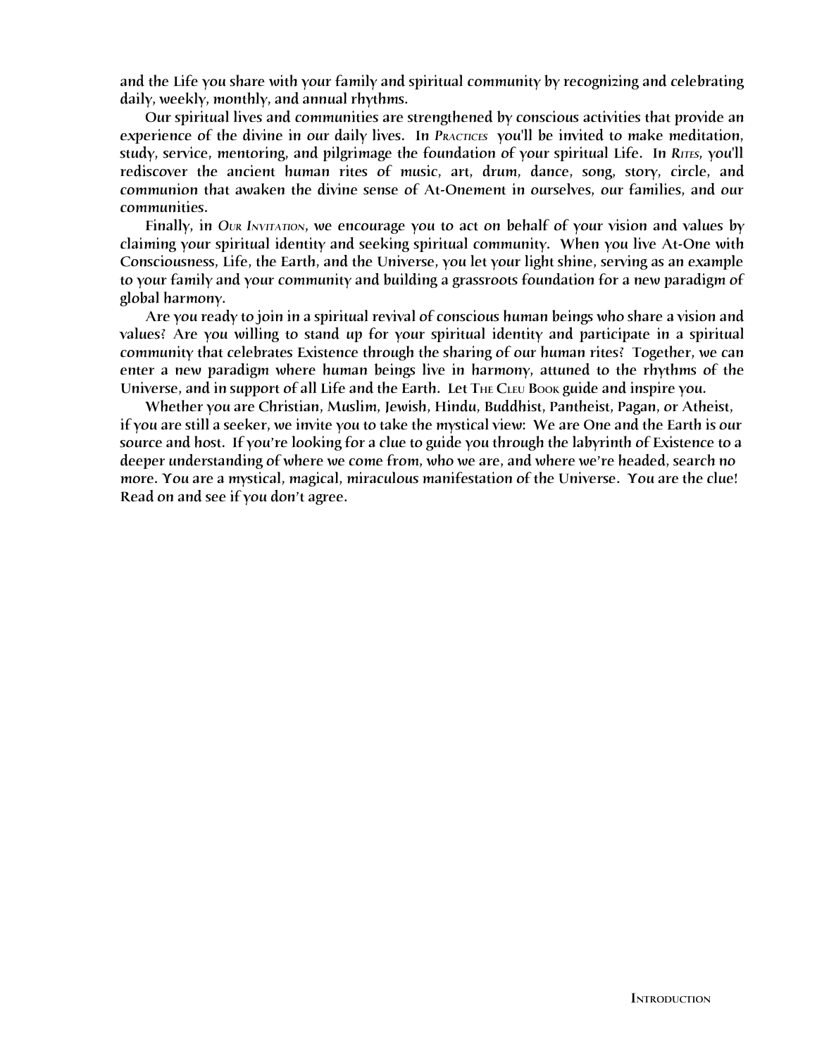and the Life you share with your family and spiritual community by recognizing and celebrating daily, weekly, monthly, and annual rhythms.

Our spiritual lives and communities are strengthened by conscious activities that provide an experience of the divine in our daily lives. In *Practices* you'll be invited to make meditation, study, service, mentoring, and pilgrimage the foundation of your spiritual Life. In *Rites*, you'll rediscover the ancient human rites of music, art, drum, dance, song, story, circle, and communion that awaken the divine sense of At-Onement in ourselves, our families, and our communities.

Finally, in *Our Invitation*, we encourage you to act on behalf of your vision and values by claiming your spiritual identity and seeking spiritual community. When you live At-One with Consciousness, Life, the Earth, and the Universe, you let your light shine, serving as an example to your family and your community and building a grassroots foundation for a new paradigm of global harmony.

Are you ready to join in a spiritual revival of conscious human beings who share a vision and values? Are you willing to stand up for your spiritual identity and participate in a spiritual community that celebrates Existence through the sharing of our human rites? Together, we can enter a new paradigm where human beings live in harmony, attuned to the rhythms of the Universe, and in support of all Life and the Earth. Let The Cleu Book guide and inspire you.

Whether you are Christian, Muslim, Jewish, Hindu, Buddhist, Pantheist, Pagan, or Atheist, if you are still a seeker, we invite you to take the mystical view: We are One and the Earth is our source and host. If you're looking for a clue to guide you through the labyrinth of Existence to a deeper understanding of where we come from, who we are, and where we're headed, search no more. You are a mystical, magical, miraculous manifestation of the Universe. You are the clue! Read on and see if you don't agree.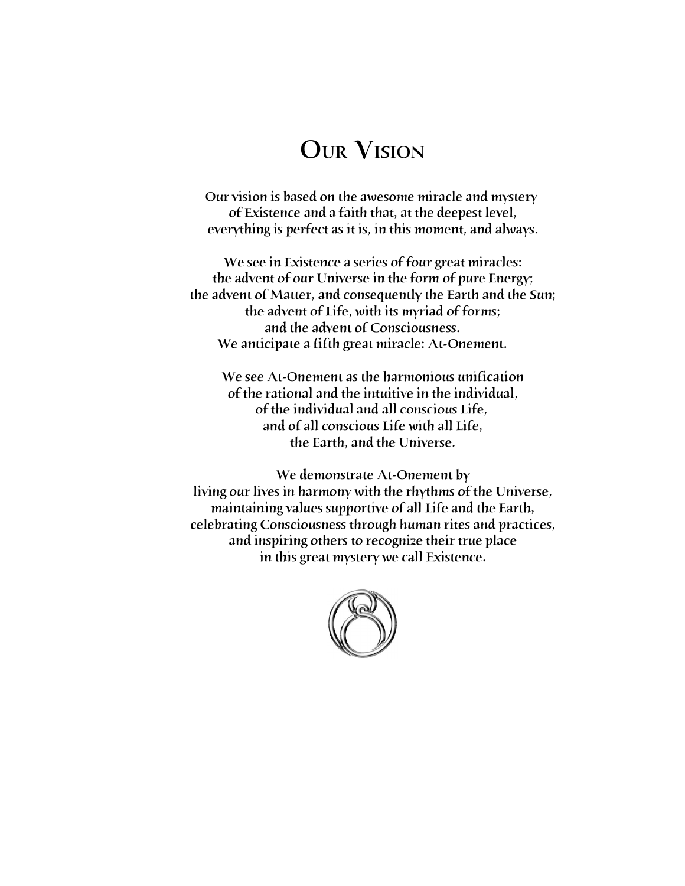# Our Vision

Our vision is based on the awesome miracle and mystery
of Existence and a faith that, at the deepest level,
everything is perfect as it is, in this moment, and always.

We see in Existence a series of four great miracles:
the advent of our Universe in the form of pure Energy;
the advent of Matter, and consequently the Earth and the Sun;
the advent of Life, with its myriad of forms;
and the advent of Consciousness.
We anticipate a fifth great miracle: At-Onement.

We see At-Onement as the harmonious unification
of the rational and the intuitive in the individual,
of the individual and all conscious Life,
and of all conscious Life with all Life,
the Earth, and the Universe.

We demonstrate At-Onement by
living our lives in harmony with the rhythms of the Universe,
maintaining values supportive of all Life and the Earth,
celebrating Consciousness through human rites and practices,
and inspiring others to recognize their true place
in this great mystery we call Existence.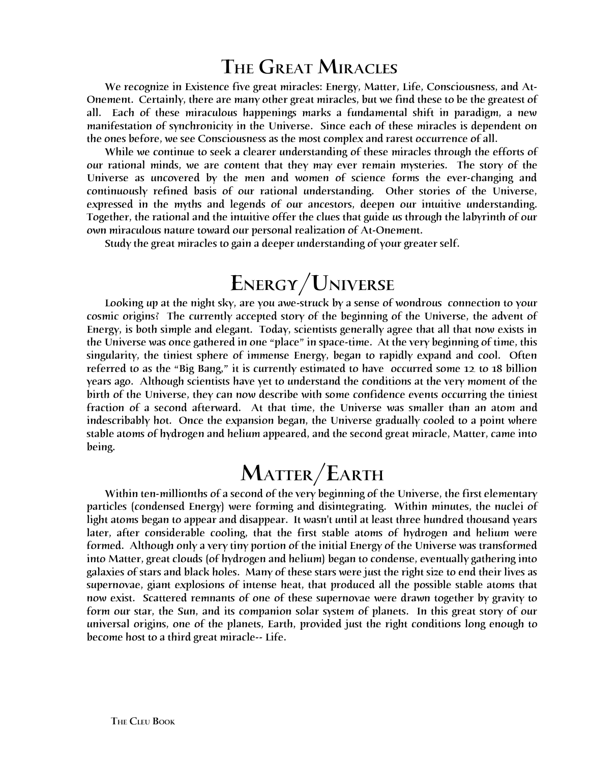# The Great Miracles

We recognize in Existence five great miracles: Energy, Matter, Life, Consciousness, and At-Onement. Certainly, there are many other great miracles, but we find these to be the greatest of all. Each of these miraculous happenings marks a fundamental shift in paradigm, a new manifestation of synchronicity in the Universe. Since each of these miracles is dependent on the ones before, we see Consciousness as the most complex and rarest occurrence of all.

While we continue to seek a clearer understanding of these miracles through the efforts of our rational minds, we are content that they may ever remain mysteries. The story of the Universe as uncovered by the men and women of science forms the ever-changing and continuously refined basis of our rational understanding. Other stories of the Universe, expressed in the myths and legends of our ancestors, deepen our intuitive understanding. Together, the rational and the intuitive offer the clues that guide us through the labyrinth of our own miraculous nature toward our personal realization of At-Onement.

Study the great miracles to gain a deeper understanding of your greater self.

# Energy/Universe

Looking up at the night sky, are you awe-struck by a sense of wondrous connection to your cosmic origins? The currently accepted story of the beginning of the Universe, the advent of Energy, is both simple and elegant. Today, scientists generally agree that all that now exists in the Universe was once gathered in one "place" in space-time. At the very beginning of time, this singularity, the tiniest sphere of immense Energy, began to rapidly expand and cool. Often referred to as the "Big Bang," it is currently estimated to have occurred some 12 to 18 billion years ago. Although scientists have yet to understand the conditions at the very moment of the birth of the Universe, they can now describe with some confidence events occurring the tiniest fraction of a second afterward. At that time, the Universe was smaller than an atom and indescribably hot. Once the expansion began, the Universe gradually cooled to a point where stable atoms of hydrogen and helium appeared, and the second great miracle, Matter, came into being.

# Matter/Earth

Within ten-millionths of a second of the very beginning of the Universe, the first elementary particles (condensed Energy) were forming and disintegrating. Within minutes, the nuclei of light atoms began to appear and disappear. It wasn't until at least three hundred thousand years later, after considerable cooling, that the first stable atoms of hydrogen and helium were formed. Although only a very tiny portion of the initial Energy of the Universe was transformed into Matter, great clouds (of hydrogen and helium) began to condense, eventually gathering into galaxies of stars and black holes. Many of these stars were just the right size to end their lives as supernovae, giant explosions of intense heat, that produced all the possible stable atoms that now exist. Scattered remnants of one of these supernovae were drawn together by gravity to form our star, the Sun, and its companion solar system of planets. In this great story of our universal origins, one of the planets, Earth, provided just the right conditions long enough to become host to a third great miracle-- Life.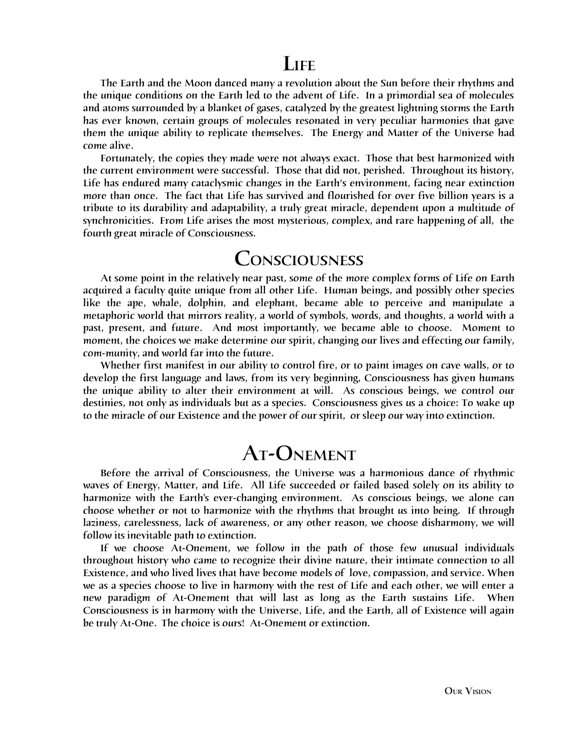# Life

The Earth and the Moon danced many a revolution about the Sun before their rhythms and the unique conditions on the Earth led to the advent of Life. In a primordial sea of molecules and atoms surrounded by a blanket of gases, catalyzed by the greatest lightning storms the Earth has ever known, certain groups of molecules resonated in very peculiar harmonies that gave them the unique ability to replicate themselves. The Energy and Matter of the Universe had come alive.

Fortunately, the copies they made were not always exact. Those that best harmonized with the current environment were successful. Those that did not, perished. Throughout its history, Life has endured many cataclysmic changes in the Earth's environment, facing near extinction more than once. The fact that Life has survived and flourished for over five billion years is a tribute to its durability and adaptability, a truly great miracle, dependent upon a multitude of synchronicities. From Life arises the most mysterious, complex, and rare happening of all, the fourth great miracle of Consciousness.

# Consciousness

At some point in the relatively near past, some of the more complex forms of Life on Earth acquired a faculty quite unique from all other Life. Human beings, and possibly other species like the ape, whale, dolphin, and elephant, became able to perceive and manipulate a metaphoric world that mirrors reality, a world of symbols, words, and thoughts, a world with a past, present, and future. And most importantly, we became able to choose. Moment to moment, the choices we make determine our spirit, changing our lives and effecting our family, com-munity, and world far into the future.

Whether first manifest in our ability to control fire, or to paint images on cave walls, or to develop the first language and laws, from its very beginning, Consciousness has given humans the unique ability to alter their environment at will. As conscious beings, we control our destinies, not only as individuals but as a species. Consciousness gives us a choice: To wake up to the miracle of our Existence and the power of our spirit, or sleep our way into extinction.

# At-Onement

Before the arrival of Consciousness, the Universe was a harmonious dance of rhythmic waves of Energy, Matter, and Life. All Life succeeded or failed based solely on its ability to harmonize with the Earth's ever-changing environment. As conscious beings, we alone can choose whether or not to harmonize with the rhythms that brought us into being. If through laziness, carelessness, lack of awareness, or any other reason, we choose disharmony, we will follow its inevitable path to extinction.

If we choose At-Onement, we follow in the path of those few unusual individuals throughout history who came to recognize their divine nature, their intimate connection to all Existence, and who lived lives that have become models of love, compassion, and service. When we as a species choose to live in harmony with the rest of Life and each other, we will enter a new paradigm of At-Onement that will last as long as the Earth sustains Life. When Consciousness is in harmony with the Universe, Life, and the Earth, all of Existence will again be truly At-One. The choice is ours! At-Onement or extinction.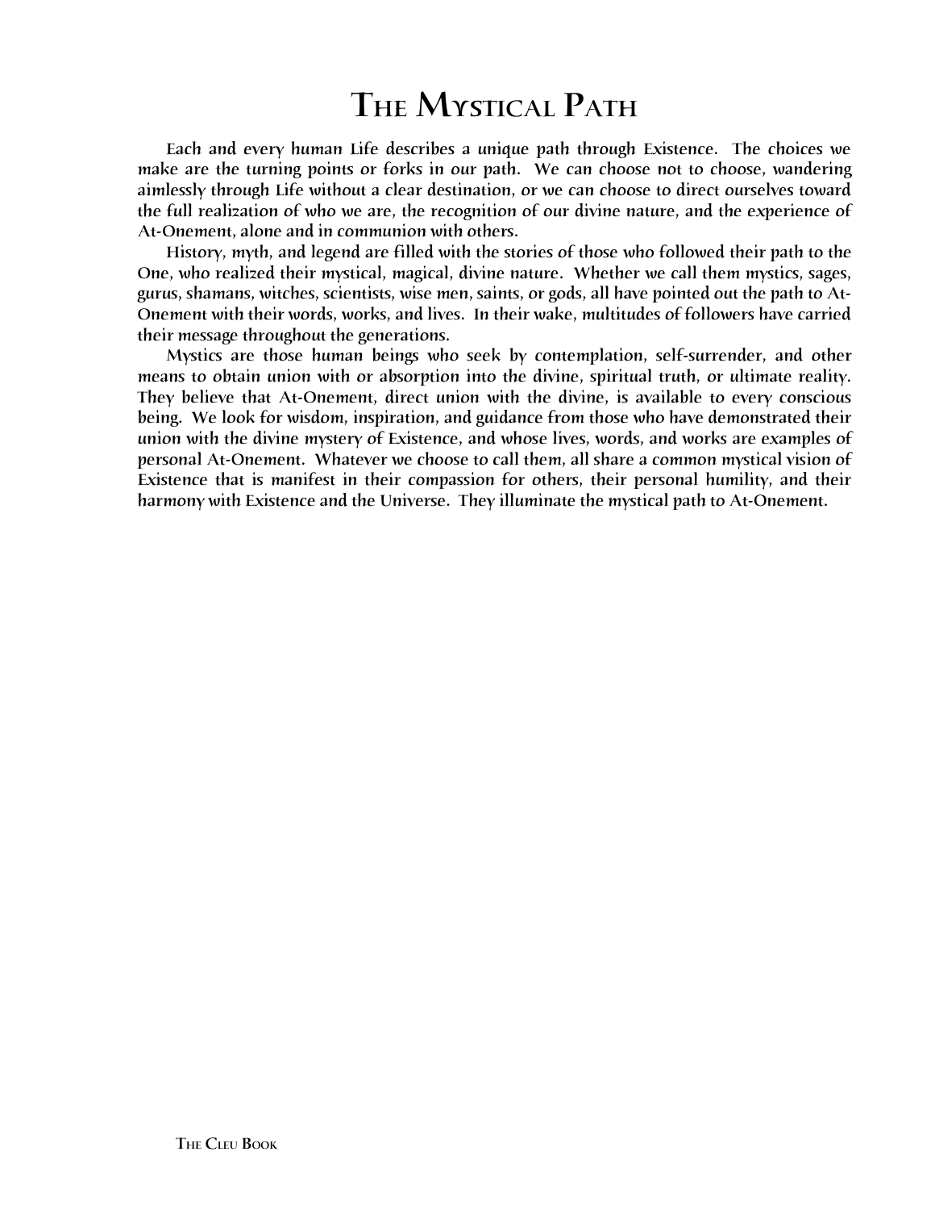# The Mystical Path

Each and every human Life describes a unique path through Existence. The choices we make are the turning points or forks in our path. We can choose not to choose, wandering aimlessly through Life without a clear destination, or we can choose to direct ourselves toward the full realization of who we are, the recognition of our divine nature, and the experience of At-Onement, alone and in communion with others.

History, myth, and legend are filled with the stories of those who followed their path to the One, who realized their mystical, magical, divine nature. Whether we call them mystics, sages, gurus, shamans, witches, scientists, wise men, saints, or gods, all have pointed out the path to At-Onement with their words, works, and lives. In their wake, multitudes of followers have carried their message throughout the generations.

Mystics are those human beings who seek by contemplation, self-surrender, and other means to obtain union with or absorption into the divine, spiritual truth, or ultimate reality. They believe that At-Onement, direct union with the divine, is available to every conscious being. We look for wisdom, inspiration, and guidance from those who have demonstrated their union with the divine mystery of Existence, and whose lives, words, and works are examples of personal At-Onement. Whatever we choose to call them, all share a common mystical vision of Existence that is manifest in their compassion for others, their personal humility, and their harmony with Existence and the Universe. They illuminate the mystical path to At-Onement.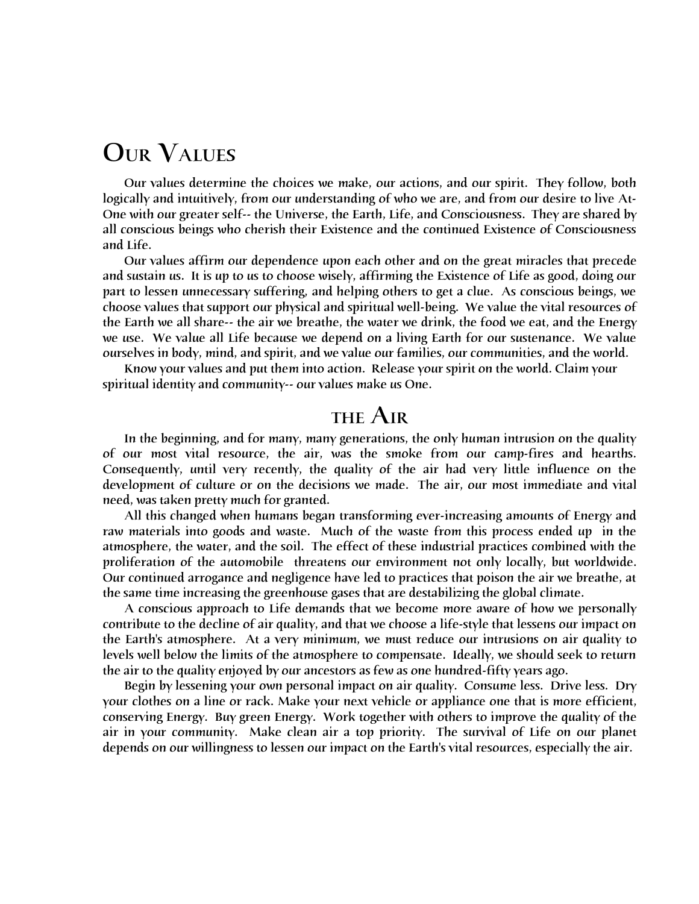# Our Values

Our values determine the choices we make, our actions, and our spirit. They follow, both logically and intuitively, from our understanding of who we are, and from our desire to live At-One with our greater self-- the Universe, the Earth, Life, and Consciousness. They are shared by all conscious beings who cherish their Existence and the continued Existence of Consciousness and Life.

Our values affirm our dependence upon each other and on the great miracles that precede and sustain us. It is up to us to choose wisely, affirming the Existence of Life as good, doing our part to lessen unnecessary suffering, and helping others to get a clue. As conscious beings, we choose values that support our physical and spiritual well-being. We value the vital resources of the Earth we all share-- the air we breathe, the water we drink, the food we eat, and the Energy we use. We value all Life because we depend on a living Earth for our sustenance. We value ourselves in body, mind, and spirit, and we value our families, our communities, and the world.

Know your values and put them into action. Release your spirit on the world. Claim your spiritual identity and community-- our values make us One.

## The Air

In the beginning, and for many, many generations, the only human intrusion on the quality of our most vital resource, the air, was the smoke from our camp-fires and hearths. Consequently, until very recently, the quality of the air had very little influence on the development of culture or on the decisions we made. The air, our most immediate and vital need, was taken pretty much for granted.

All this changed when humans began transforming ever-increasing amounts of Energy and raw materials into goods and waste. Much of the waste from this process ended up in the atmosphere, the water, and the soil. The effect of these industrial practices combined with the proliferation of the automobile threatens our environment not only locally, but worldwide. Our continued arrogance and negligence have led to practices that poison the air we breathe, at the same time increasing the greenhouse gases that are destabilizing the global climate.

A conscious approach to Life demands that we become more aware of how we personally contribute to the decline of air quality, and that we choose a life-style that lessens our impact on the Earth's atmosphere. At a very minimum, we must reduce our intrusions on air quality to levels well below the limits of the atmosphere to compensate. Ideally, we should seek to return the air to the quality enjoyed by our ancestors as few as one hundred-fifty years ago.

Begin by lessening your own personal impact on air quality. Consume less. Drive less. Dry your clothes on a line or rack. Make your next vehicle or appliance one that is more efficient, conserving Energy. Buy green Energy. Work together with others to improve the quality of the air in your community. Make clean air a top priority. The survival of Life on our planet depends on our willingness to lessen our impact on the Earth's vital resources, especially the air.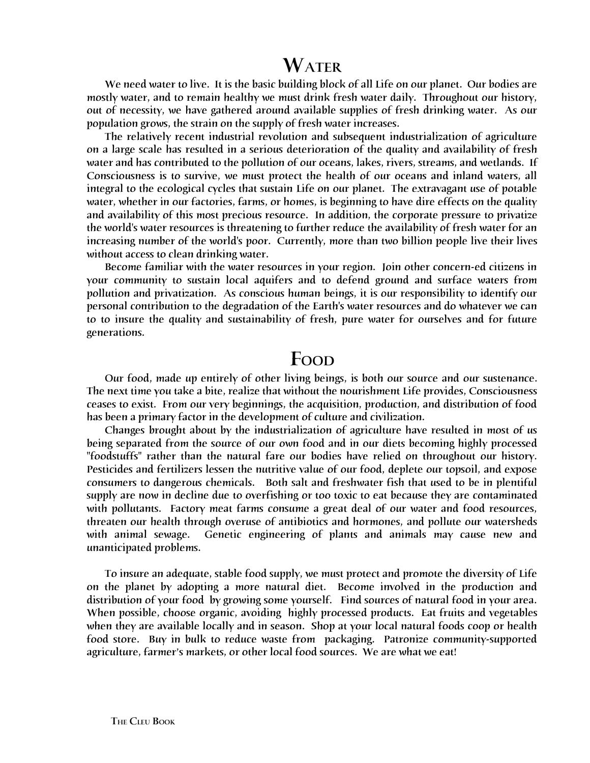# Water

We need water to live. It is the basic building block of all Life on our planet. Our bodies are mostly water, and to remain healthy we must drink fresh water daily. Throughout our history, out of necessity, we have gathered around available supplies of fresh drinking water. As our population grows, the strain on the supply of fresh water increases.

The relatively recent industrial revolution and subsequent industrialization of agriculture on a large scale has resulted in a serious deterioration of the quality and availability of fresh water and has contributed to the pollution of our oceans, lakes, rivers, streams, and wetlands. If Consciousness is to survive, we must protect the health of our oceans and inland waters, all integral to the ecological cycles that sustain Life on our planet. The extravagant use of potable water, whether in our factories, farms, or homes, is beginning to have dire effects on the quality and availability of this most precious resource. In addition, the corporate pressure to privatize the world's water resources is threatening to further reduce the availability of fresh water for an increasing number of the world's poor. Currently, more than two billion people live their lives without access to clean drinking water.

Become familiar with the water resources in your region. Join other concern-ed citizens in your community to sustain local aquifers and to defend ground and surface waters from pollution and privatization. As conscious human beings, it is our responsibility to identify our personal contribution to the degradation of the Earth's water resources and do whatever we can to to insure the quality and sustainability of fresh, pure water for ourselves and for future generations.

# Food

Our food, made up entirely of other living beings, is both our source and our sustenance. The next time you take a bite, realize that without the nourishment Life provides, Consciousness ceases to exist. From our very beginnings, the acquisition, production, and distribution of food has been a primary factor in the development of culture and civilization.

Changes brought about by the industrialization of agriculture have resulted in most of us being separated from the source of our own food and in our diets becoming highly processed "foodstuffs" rather than the natural fare our bodies have relied on throughout our history. Pesticides and fertilizers lessen the nutritive value of our food, deplete our topsoil, and expose consumers to dangerous chemicals. Both salt and freshwater fish that used to be in plentiful supply are now in decline due to overfishing or too toxic to eat because they are contaminated with pollutants. Factory meat farms consume a great deal of our water and food resources, threaten our health through overuse of antibiotics and hormones, and pollute our watersheds with animal sewage. Genetic engineering of plants and animals may cause new and unanticipated problems.

To insure an adequate, stable food supply, we must protect and promote the diversity of Life on the planet by adopting a more natural diet. Become involved in the production and distribution of your food by growing some yourself. Find sources of natural food in your area. When possible, choose organic, avoiding highly processed products. Eat fruits and vegetables when they are available locally and in season. Shop at your local natural foods coop or health food store. Buy in bulk to reduce waste from packaging. Patronize community-supported agriculture, farmer's markets, or other local food sources. We are what we eat!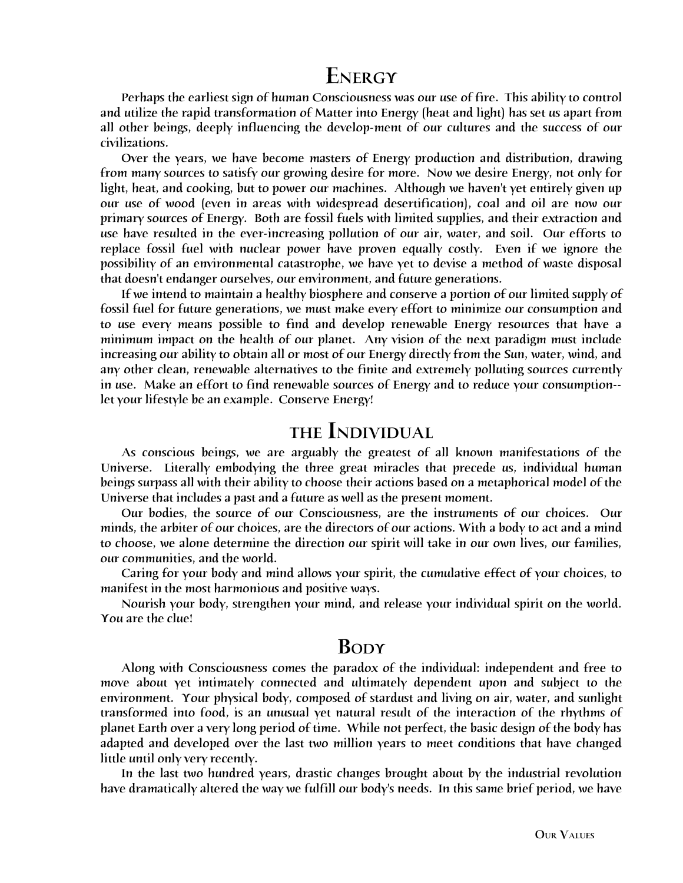## Energy

Perhaps the earliest sign of human Consciousness was our use of fire. This ability to control and utilize the rapid transformation of Matter into Energy (heat and light) has set us apart from all other beings, deeply influencing the develop-ment of our cultures and the success of our civilizations.

Over the years, we have become masters of Energy production and distribution, drawing from many sources to satisfy our growing desire for more. Now we desire Energy, not only for light, heat, and cooking, but to power our machines. Although we haven't yet entirely given up our use of wood (even in areas with widespread desertification), coal and oil are now our primary sources of Energy. Both are fossil fuels with limited supplies, and their extraction and use have resulted in the ever-increasing pollution of our air, water, and soil. Our efforts to replace fossil fuel with nuclear power have proven equally costly. Even if we ignore the possibility of an environmental catastrophe, we have yet to devise a method of waste disposal that doesn't endanger ourselves, our environment, and future generations.

If we intend to maintain a healthy biosphere and conserve a portion of our limited supply of fossil fuel for future generations, we must make every effort to minimize our consumption and to use every means possible to find and develop renewable Energy resources that have a minimum impact on the health of our planet. Any vision of the next paradigm must include increasing our ability to obtain all or most of our Energy directly from the Sun, water, wind, and any other clean, renewable alternatives to the finite and extremely polluting sources currently in use. Make an effort to find renewable sources of Energy and to reduce your consumption--let your lifestyle be an example. Conserve Energy!

## the Individual

As conscious beings, we are arguably the greatest of all known manifestations of the Universe. Literally embodying the three great miracles that precede us, individual human beings surpass all with their ability to choose their actions based on a metaphorical model of the Universe that includes a past and a future as well as the present moment.

Our bodies, the source of our Consciousness, are the instruments of our choices. Our minds, the arbiter of our choices, are the directors of our actions. With a body to act and a mind to choose, we alone determine the direction our spirit will take in our own lives, our families, our communities, and the world.

Caring for your body and mind allows your spirit, the cumulative effect of your choices, to manifest in the most harmonious and positive ways.

Nourish your body, strengthen your mind, and release your individual spirit on the world. You are the clue!

## Body

Along with Consciousness comes the paradox of the individual: independent and free to move about yet intimately connected and ultimately dependent upon and subject to the environment. Your physical body, composed of stardust and living on air, water, and sunlight transformed into food, is an unusual yet natural result of the interaction of the rhythms of planet Earth over a very long period of time. While not perfect, the basic design of the body has adapted and developed over the last two million years to meet conditions that have changed little until only very recently.

In the last two hundred years, drastic changes brought about by the industrial revolution have dramatically altered the way we fulfill our body's needs. In this same brief period, we have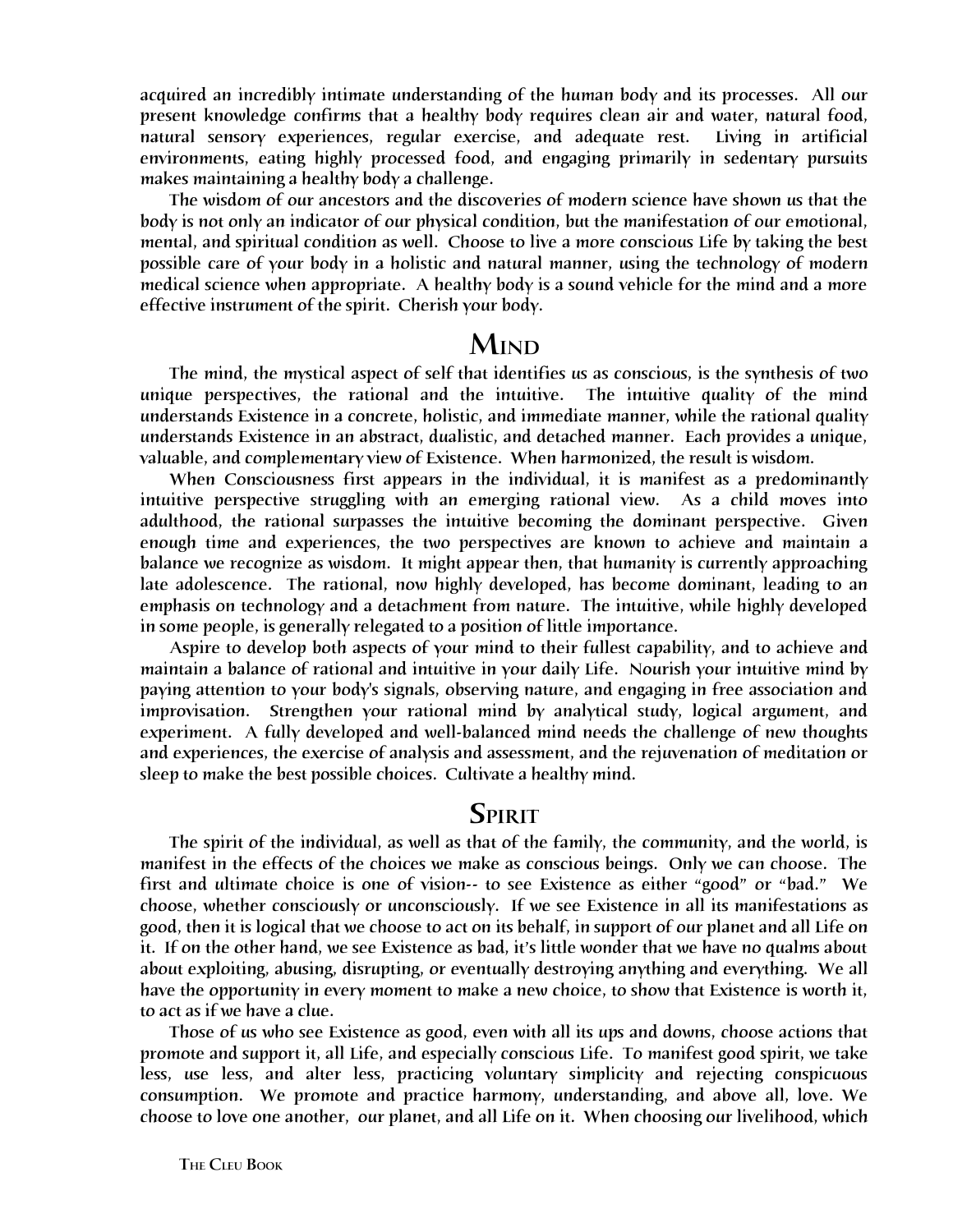acquired an incredibly intimate understanding of the human body and its processes. All our present knowledge confirms that a healthy body requires clean air and water, natural food, natural sensory experiences, regular exercise, and adequate rest. Living in artificial environments, eating highly processed food, and engaging primarily in sedentary pursuits makes maintaining a healthy body a challenge.

The wisdom of our ancestors and the discoveries of modern science have shown us that the body is not only an indicator of our physical condition, but the manifestation of our emotional, mental, and spiritual condition as well. Choose to live a more conscious Life by taking the best possible care of your body in a holistic and natural manner, using the technology of modern medical science when appropriate. A healthy body is a sound vehicle for the mind and a more effective instrument of the spirit. Cherish your body.

## Mind

The mind, the mystical aspect of self that identifies us as conscious, is the synthesis of two unique perspectives, the rational and the intuitive. The intuitive quality of the mind understands Existence in a concrete, holistic, and immediate manner, while the rational quality understands Existence in an abstract, dualistic, and detached manner. Each provides a unique, valuable, and complementary view of Existence. When harmonized, the result is wisdom.

When Consciousness first appears in the individual, it is manifest as a predominantly intuitive perspective struggling with an emerging rational view. As a child moves into adulthood, the rational surpasses the intuitive becoming the dominant perspective. Given enough time and experiences, the two perspectives are known to achieve and maintain a balance we recognize as wisdom. It might appear then, that humanity is currently approaching late adolescence. The rational, now highly developed, has become dominant, leading to an emphasis on technology and a detachment from nature. The intuitive, while highly developed in some people, is generally relegated to a position of little importance.

Aspire to develop both aspects of your mind to their fullest capability, and to achieve and maintain a balance of rational and intuitive in your daily Life. Nourish your intuitive mind by paying attention to your body's signals, observing nature, and engaging in free association and improvisation. Strengthen your rational mind by analytical study, logical argument, and experiment. A fully developed and well-balanced mind needs the challenge of new thoughts and experiences, the exercise of analysis and assessment, and the rejuvenation of meditation or sleep to make the best possible choices. Cultivate a healthy mind.

## Spirit

The spirit of the individual, as well as that of the family, the community, and the world, is manifest in the effects of the choices we make as conscious beings. Only we can choose. The first and ultimate choice is one of vision-- to see Existence as either "good" or "bad." We choose, whether consciously or unconsciously. If we see Existence in all its manifestations as good, then it is logical that we choose to act on its behalf, in support of our planet and all Life on it. If on the other hand, we see Existence as bad, it's little wonder that we have no qualms about about exploiting, abusing, disrupting, or eventually destroying anything and everything. We all have the opportunity in every moment to make a new choice, to show that Existence is worth it, to act as if we have a clue.

Those of us who see Existence as good, even with all its ups and downs, choose actions that promote and support it, all Life, and especially conscious Life. To manifest good spirit, we take less, use less, and alter less, practicing voluntary simplicity and rejecting conspicuous consumption. We promote and practice harmony, understanding, and above all, love. We choose to love one another, our planet, and all Life on it. When choosing our livelihood, which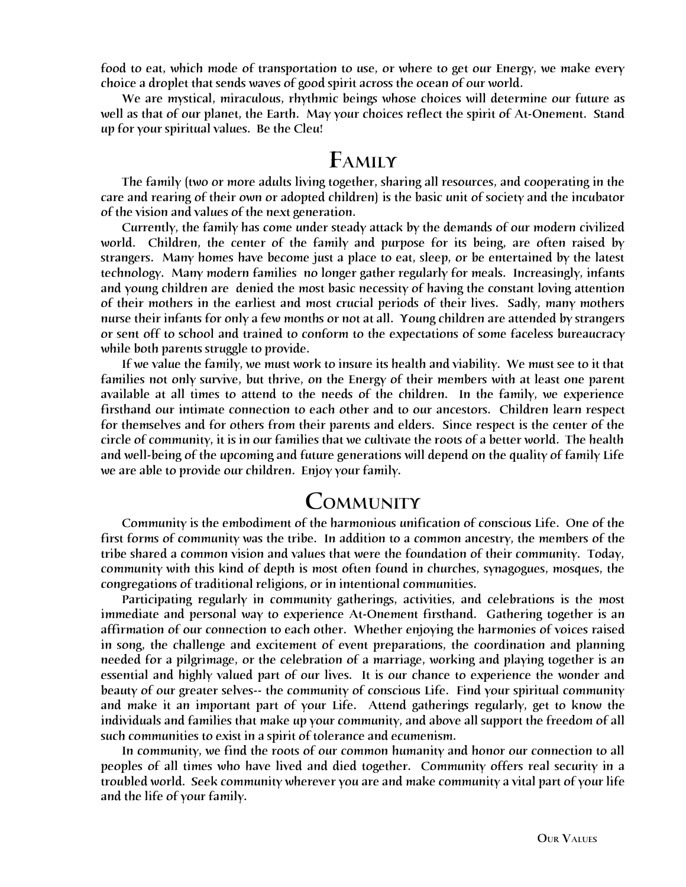food to eat, which mode of transportation to use, or where to get our Energy, we make every choice a droplet that sends waves of good spirit across the ocean of our world.

We are mystical, miraculous, rhythmic beings whose choices will determine our future as well as that of our planet, the Earth. May your choices reflect the spirit of At-Onement. Stand up for your spiritual values. Be the Cleu!

## Family

The family (two or more adults living together, sharing all resources, and cooperating in the care and rearing of their own or adopted children) is the basic unit of society and the incubator of the vision and values of the next generation.

Currently, the family has come under steady attack by the demands of our modern civilized world. Children, the center of the family and purpose for its being, are often raised by strangers. Many homes have become just a place to eat, sleep, or be entertained by the latest technology. Many modern families no longer gather regularly for meals. Increasingly, infants and young children are denied the most basic necessity of having the constant loving attention of their mothers in the earliest and most crucial periods of their lives. Sadly, many mothers nurse their infants for only a few months or not at all. Young children are attended by strangers or sent off to school and trained to conform to the expectations of some faceless bureaucracy while both parents struggle to provide.

If we value the family, we must work to insure its health and viability. We must see to it that families not only survive, but thrive, on the Energy of their members with at least one parent available at all times to attend to the needs of the children. In the family, we experience firsthand our intimate connection to each other and to our ancestors. Children learn respect for themselves and for others from their parents and elders. Since respect is the center of the circle of community, it is in our families that we cultivate the roots of a better world. The health and well-being of the upcoming and future generations will depend on the quality of family Life we are able to provide our children. Enjoy your family.

## Community

Community is the embodiment of the harmonious unification of conscious Life. One of the first forms of community was the tribe. In addition to a common ancestry, the members of the tribe shared a common vision and values that were the foundation of their community. Today, community with this kind of depth is most often found in churches, synagogues, mosques, the congregations of traditional religions, or in intentional communities.

Participating regularly in community gatherings, activities, and celebrations is the most immediate and personal way to experience At-Onement firsthand. Gathering together is an affirmation of our connection to each other. Whether enjoying the harmonies of voices raised in song, the challenge and excitement of event preparations, the coordination and planning needed for a pilgrimage, or the celebration of a marriage, working and playing together is an essential and highly valued part of our lives. It is our chance to experience the wonder and beauty of our greater selves-- the community of conscious Life. Find your spiritual community and make it an important part of your Life. Attend gatherings regularly, get to know the individuals and families that make up your community, and above all support the freedom of all such communities to exist in a spirit of tolerance and ecumenism.

In community, we find the roots of our common humanity and honor our connection to all peoples of all times who have lived and died together. Community offers real security in a troubled world. Seek community wherever you are and make community a vital part of your life and the life of your family.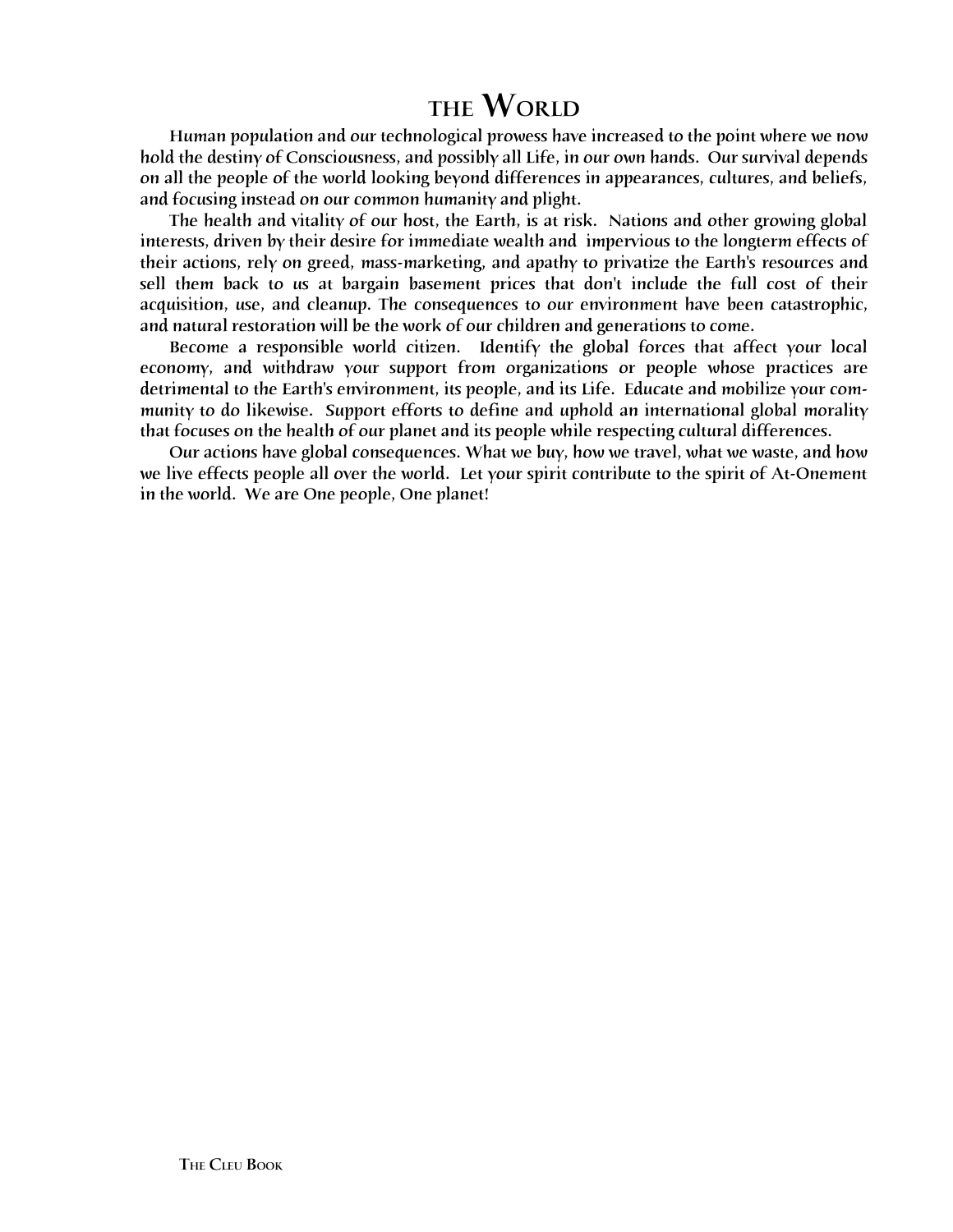# THE WORLD

Human population and our technological prowess have increased to the point where we now hold the destiny of Consciousness, and possibly all Life, in our own hands. Our survival depends on all the people of the world looking beyond differences in appearances, cultures, and beliefs, and focusing instead on our common humanity and plight.

The health and vitality of our host, the Earth, is at risk. Nations and other growing global interests, driven by their desire for immediate wealth and impervious to the longterm effects of their actions, rely on greed, mass-marketing, and apathy to privatize the Earth's resources and sell them back to us at bargain basement prices that don't include the full cost of their acquisition, use, and cleanup. The consequences to our environment have been catastrophic, and natural restoration will be the work of our children and generations to come.

Become a responsible world citizen. Identify the global forces that affect your local economy, and withdraw your support from organizations or people whose practices are detrimental to the Earth's environment, its people, and its Life. Educate and mobilize your community to do likewise. Support efforts to define and uphold an international global morality that focuses on the health of our planet and its people while respecting cultural differences.

Our actions have global consequences. What we buy, how we travel, what we waste, and how we live effects people all over the world. Let your spirit contribute to the spirit of At-Onement in the world. We are One people, One planet!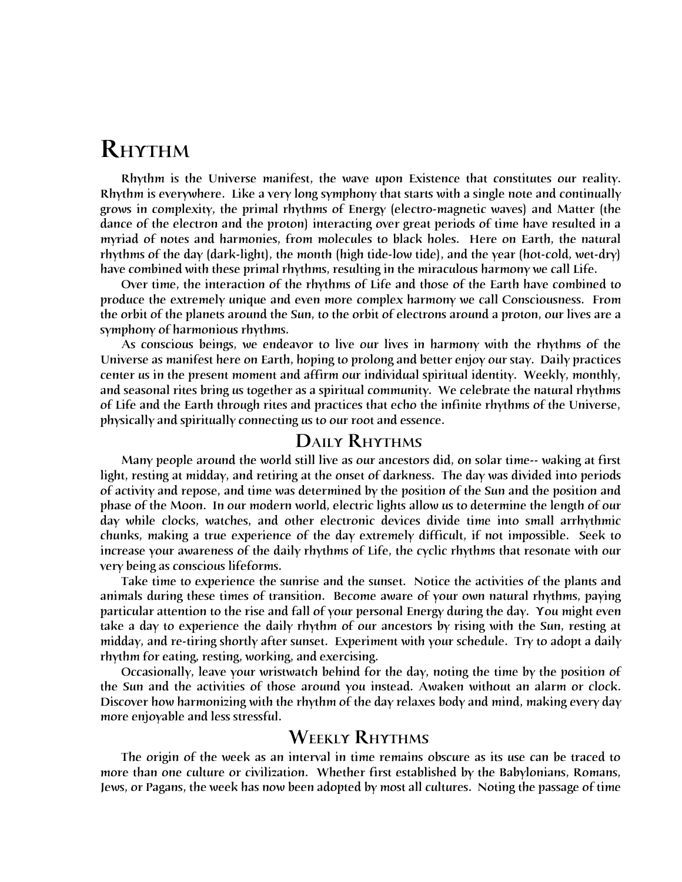# Rhythm

Rhythm is the Universe manifest, the wave upon Existence that constitutes our reality. Rhythm is everywhere. Like a very long symphony that starts with a single note and continually grows in complexity, the primal rhythms of Energy (electro-magnetic waves) and Matter (the dance of the electron and the proton) interacting over great periods of time have resulted in a myriad of notes and harmonies, from molecules to black holes. Here on Earth, the natural rhythms of the day (dark-light), the month (high tide-low tide), and the year (hot-cold, wet-dry) have combined with these primal rhythms, resulting in the miraculous harmony we call Life.

Over time, the interaction of the rhythms of Life and those of the Earth have combined to produce the extremely unique and even more complex harmony we call Consciousness. From the orbit of the planets around the Sun, to the orbit of electrons around a proton, our lives are a symphony of harmonious rhythms.

As conscious beings, we endeavor to live our lives in harmony with the rhythms of the Universe as manifest here on Earth, hoping to prolong and better enjoy our stay. Daily practices center us in the present moment and affirm our individual spiritual identity. Weekly, monthly, and seasonal rites bring us together as a spiritual community. We celebrate the natural rhythms of Life and the Earth through rites and practices that echo the infinite rhythms of the Universe, physically and spiritually connecting us to our root and essence.

## Daily Rhythms

Many people around the world still live as our ancestors did, on solar time-- waking at first light, resting at midday, and retiring at the onset of darkness. The day was divided into periods of activity and repose, and time was determined by the position of the Sun and the position and phase of the Moon. In our modern world, electric lights allow us to determine the length of our day while clocks, watches, and other electronic devices divide time into small arrhythmic chunks, making a true experience of the day extremely difficult, if not impossible. Seek to increase your awareness of the daily rhythms of Life, the cyclic rhythms that resonate with our very being as conscious lifeforms.

Take time to experience the sunrise and the sunset. Notice the activities of the plants and animals during these times of transition. Become aware of your own natural rhythms, paying particular attention to the rise and fall of your personal Energy during the day. You might even take a day to experience the daily rhythm of our ancestors by rising with the Sun, resting at midday, and re-tiring shortly after sunset. Experiment with your schedule. Try to adopt a daily rhythm for eating, resting, working, and exercising.

Occasionally, leave your wristwatch behind for the day, noting the time by the position of the Sun and the activities of those around you instead. Awaken without an alarm or clock. Discover how harmonizing with the rhythm of the day relaxes body and mind, making every day more enjoyable and less stressful.

## Weekly Rhythms

The origin of the week as an interval in time remains obscure as its use can be traced to more than one culture or civilization. Whether first established by the Babylonians, Romans, Jews, or Pagans, the week has now been adopted by most all cultures. Noting the passage of time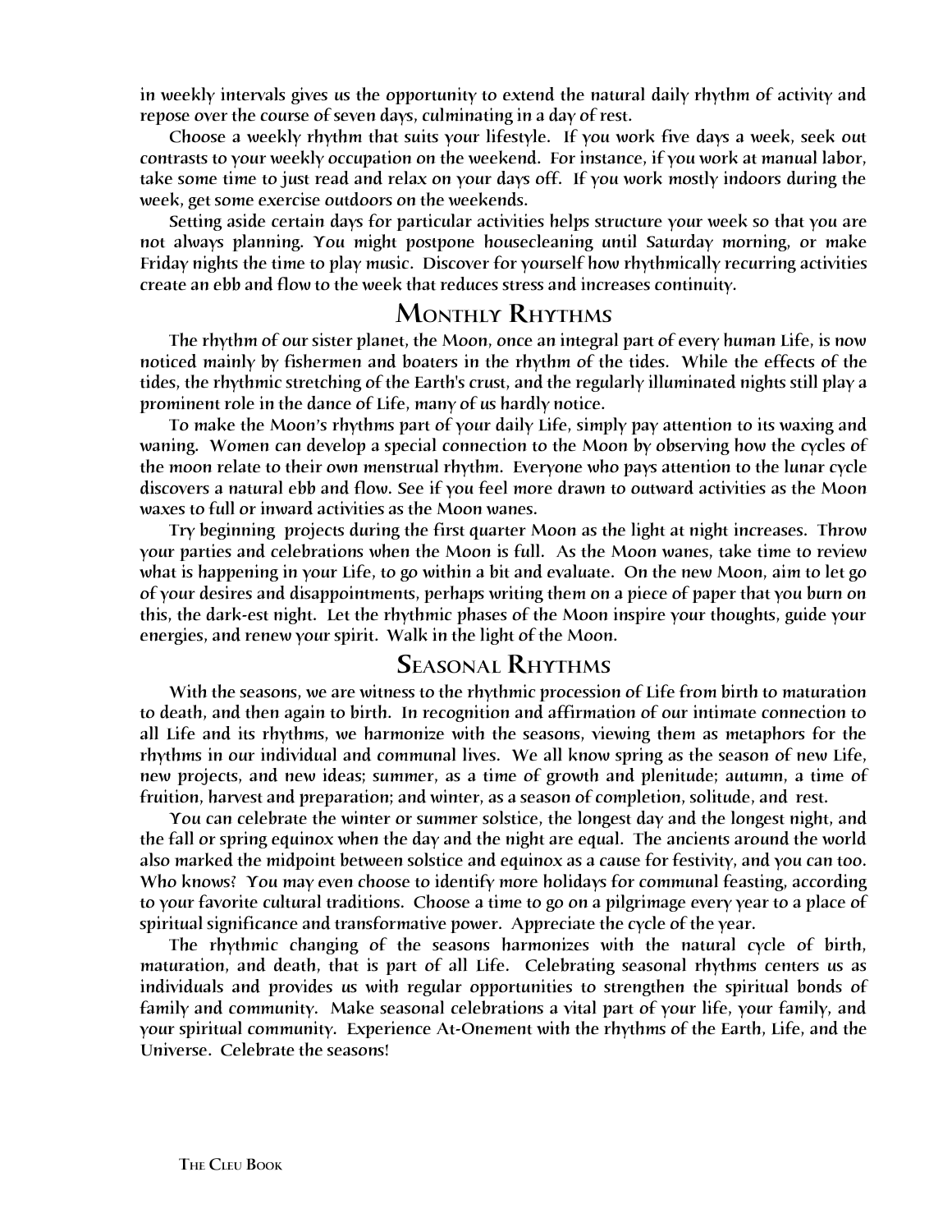in weekly intervals gives us the opportunity to extend the natural daily rhythm of activity and repose over the course of seven days, culminating in a day of rest.

Choose a weekly rhythm that suits your lifestyle. If you work five days a week, seek out contrasts to your weekly occupation on the weekend. For instance, if you work at manual labor, take some time to just read and relax on your days off. If you work mostly indoors during the week, get some exercise outdoors on the weekends.

Setting aside certain days for particular activities helps structure your week so that you are not always planning. You might postpone housecleaning until Saturday morning, or make Friday nights the time to play music. Discover for yourself how rhythmically recurring activities create an ebb and flow to the week that reduces stress and increases continuity.

## Monthly Rhythms

The rhythm of our sister planet, the Moon, once an integral part of every human Life, is now noticed mainly by fishermen and boaters in the rhythm of the tides. While the effects of the tides, the rhythmic stretching of the Earth's crust, and the regularly illuminated nights still play a prominent role in the dance of Life, many of us hardly notice.

To make the Moon's rhythms part of your daily Life, simply pay attention to its waxing and waning. Women can develop a special connection to the Moon by observing how the cycles of the moon relate to their own menstrual rhythm. Everyone who pays attention to the lunar cycle discovers a natural ebb and flow. See if you feel more drawn to outward activities as the Moon waxes to full or inward activities as the Moon wanes.

Try beginning projects during the first quarter Moon as the light at night increases. Throw your parties and celebrations when the Moon is full. As the Moon wanes, take time to review what is happening in your Life, to go within a bit and evaluate. On the new Moon, aim to let go of your desires and disappointments, perhaps writing them on a piece of paper that you burn on this, the dark-est night. Let the rhythmic phases of the Moon inspire your thoughts, guide your energies, and renew your spirit. Walk in the light of the Moon.

## Seasonal Rhythms

With the seasons, we are witness to the rhythmic procession of Life from birth to maturation to death, and then again to birth. In recognition and affirmation of our intimate connection to all Life and its rhythms, we harmonize with the seasons, viewing them as metaphors for the rhythms in our individual and communal lives. We all know spring as the season of new Life, new projects, and new ideas; summer, as a time of growth and plenitude; autumn, a time of fruition, harvest and preparation; and winter, as a season of completion, solitude, and rest.

You can celebrate the winter or summer solstice, the longest day and the longest night, and the fall or spring equinox when the day and the night are equal. The ancients around the world also marked the midpoint between solstice and equinox as a cause for festivity, and you can too. Who knows? You may even choose to identify more holidays for communal feasting, according to your favorite cultural traditions. Choose a time to go on a pilgrimage every year to a place of spiritual significance and transformative power. Appreciate the cycle of the year.

The rhythmic changing of the seasons harmonizes with the natural cycle of birth, maturation, and death, that is part of all Life. Celebrating seasonal rhythms centers us as individuals and provides us with regular opportunities to strengthen the spiritual bonds of family and community. Make seasonal celebrations a vital part of your life, your family, and your spiritual community. Experience At-Onement with the rhythms of the Earth, Life, and the Universe. Celebrate the seasons!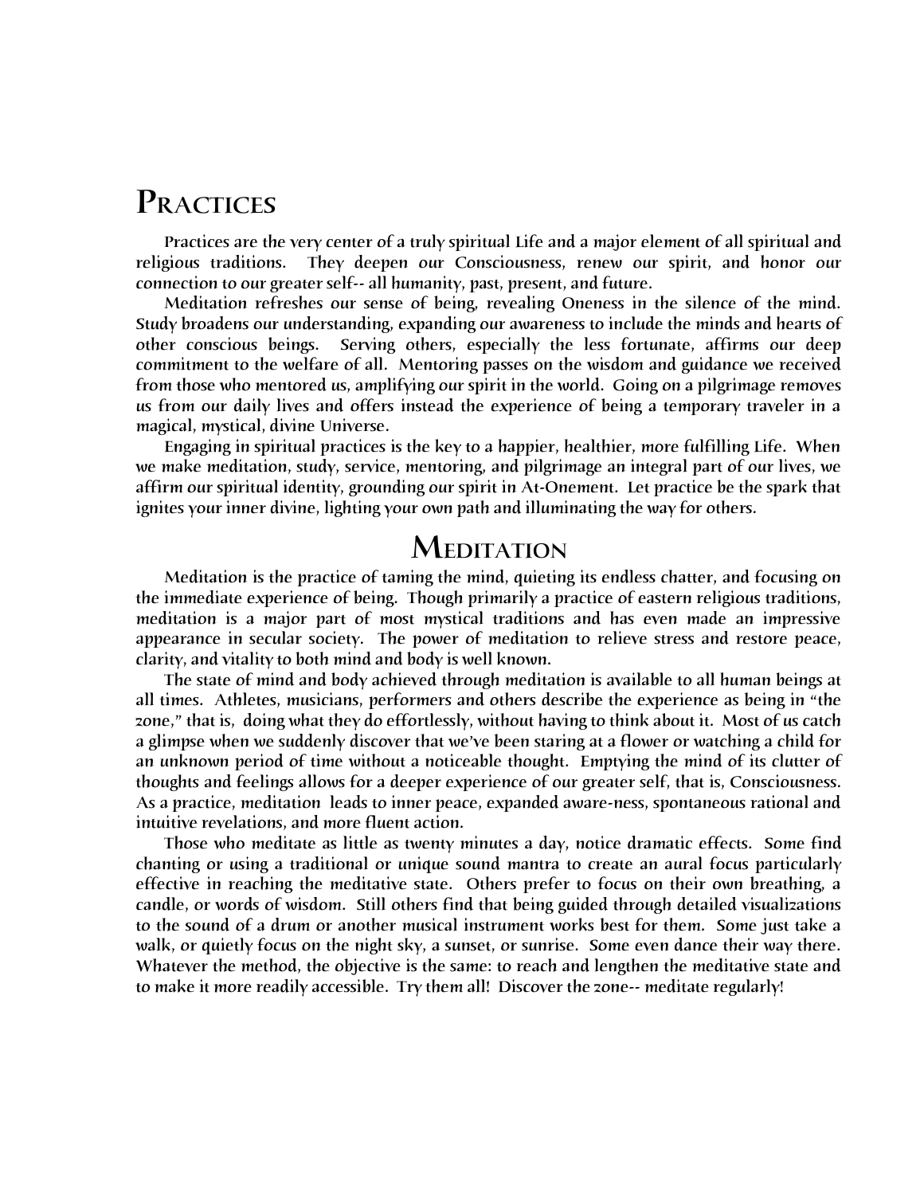# Practices

Practices are the very center of a truly spiritual Life and a major element of all spiritual and religious traditions. They deepen our Consciousness, renew our spirit, and honor our connection to our greater self-- all humanity, past, present, and future.

Meditation refreshes our sense of being, revealing Oneness in the silence of the mind. Study broadens our understanding, expanding our awareness to include the minds and hearts of other conscious beings. Serving others, especially the less fortunate, affirms our deep commitment to the welfare of all. Mentoring passes on the wisdom and guidance we received from those who mentored us, amplifying our spirit in the world. Going on a pilgrimage removes us from our daily lives and offers instead the experience of being a temporary traveler in a magical, mystical, divine Universe.

Engaging in spiritual practices is the key to a happier, healthier, more fulfilling Life. When we make meditation, study, service, mentoring, and pilgrimage an integral part of our lives, we affirm our spiritual identity, grounding our spirit in At-Onement. Let practice be the spark that ignites your inner divine, lighting your own path and illuminating the way for others.

## Meditation

Meditation is the practice of taming the mind, quieting its endless chatter, and focusing on the immediate experience of being. Though primarily a practice of eastern religious traditions, meditation is a major part of most mystical traditions and has even made an impressive appearance in secular society. The power of meditation to relieve stress and restore peace, clarity, and vitality to both mind and body is well known.

The state of mind and body achieved through meditation is available to all human beings at all times. Athletes, musicians, performers and others describe the experience as being in "the zone," that is, doing what they do effortlessly, without having to think about it. Most of us catch a glimpse when we suddenly discover that we've been staring at a flower or watching a child for an unknown period of time without a noticeable thought. Emptying the mind of its clutter of thoughts and feelings allows for a deeper experience of our greater self, that is, Consciousness. As a practice, meditation leads to inner peace, expanded aware-ness, spontaneous rational and intuitive revelations, and more fluent action.

Those who meditate as little as twenty minutes a day, notice dramatic effects. Some find chanting or using a traditional or unique sound mantra to create an aural focus particularly effective in reaching the meditative state. Others prefer to focus on their own breathing, a candle, or words of wisdom. Still others find that being guided through detailed visualizations to the sound of a drum or another musical instrument works best for them. Some just take a walk, or quietly focus on the night sky, a sunset, or sunrise. Some even dance their way there. Whatever the method, the objective is the same: to reach and lengthen the meditative state and to make it more readily accessible. Try them all! Discover the zone-- meditate regularly!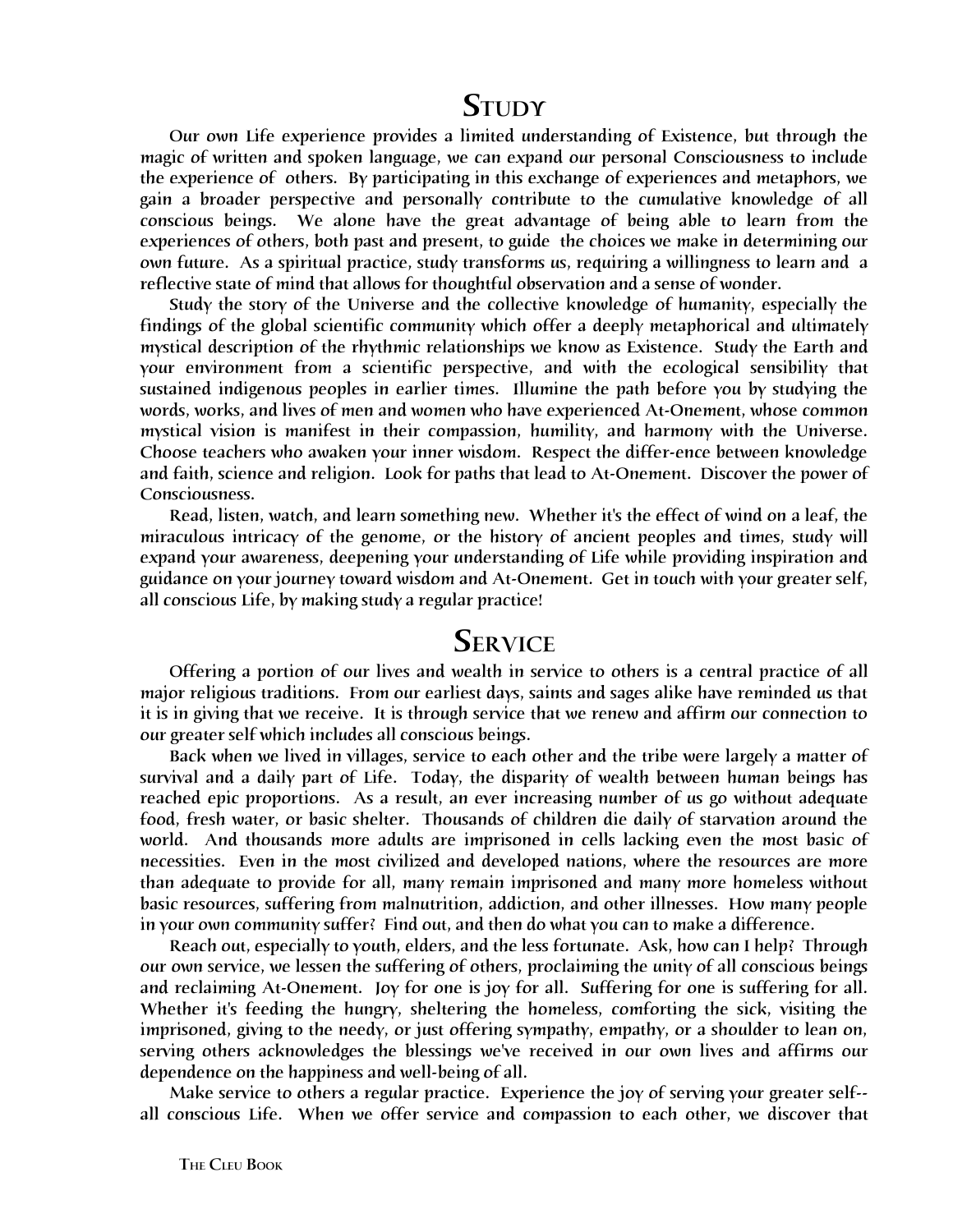# Study

Our own Life experience provides a limited understanding of Existence, but through the magic of written and spoken language, we can expand our personal Consciousness to include the experience of others. By participating in this exchange of experiences and metaphors, we gain a broader perspective and personally contribute to the cumulative knowledge of all conscious beings. We alone have the great advantage of being able to learn from the experiences of others, both past and present, to guide the choices we make in determining our own future. As a spiritual practice, study transforms us, requiring a willingness to learn and a reflective state of mind that allows for thoughtful observation and a sense of wonder.

Study the story of the Universe and the collective knowledge of humanity, especially the findings of the global scientific community which offer a deeply metaphorical and ultimately mystical description of the rhythmic relationships we know as Existence. Study the Earth and your environment from a scientific perspective, and with the ecological sensibility that sustained indigenous peoples in earlier times. Illumine the path before you by studying the words, works, and lives of men and women who have experienced At-Onement, whose common mystical vision is manifest in their compassion, humility, and harmony with the Universe. Choose teachers who awaken your inner wisdom. Respect the differ-ence between knowledge and faith, science and religion. Look for paths that lead to At-Onement. Discover the power of Consciousness.

Read, listen, watch, and learn something new. Whether it's the effect of wind on a leaf, the miraculous intricacy of the genome, or the history of ancient peoples and times, study will expand your awareness, deepening your understanding of Life while providing inspiration and guidance on your journey toward wisdom and At-Onement. Get in touch with your greater self, all conscious Life, by making study a regular practice!

# Service

Offering a portion of our lives and wealth in service to others is a central practice of all major religious traditions. From our earliest days, saints and sages alike have reminded us that it is in giving that we receive. It is through service that we renew and affirm our connection to our greater self which includes all conscious beings.

Back when we lived in villages, service to each other and the tribe were largely a matter of survival and a daily part of Life. Today, the disparity of wealth between human beings has reached epic proportions. As a result, an ever increasing number of us go without adequate food, fresh water, or basic shelter. Thousands of children die daily of starvation around the world. And thousands more adults are imprisoned in cells lacking even the most basic of necessities. Even in the most civilized and developed nations, where the resources are more than adequate to provide for all, many remain imprisoned and many more homeless without basic resources, suffering from malnutrition, addiction, and other illnesses. How many people in your own community suffer? Find out, and then do what you can to make a difference.

Reach out, especially to youth, elders, and the less fortunate. Ask, how can I help? Through our own service, we lessen the suffering of others, proclaiming the unity of all conscious beings and reclaiming At-Onement. Joy for one is joy for all. Suffering for one is suffering for all. Whether it's feeding the hungry, sheltering the homeless, comforting the sick, visiting the imprisoned, giving to the needy, or just offering sympathy, empathy, or a shoulder to lean on, serving others acknowledges the blessings we've received in our own lives and affirms our dependence on the happiness and well-being of all.

Make service to others a regular practice. Experience the joy of serving your greater self--all conscious Life. When we offer service and compassion to each other, we discover that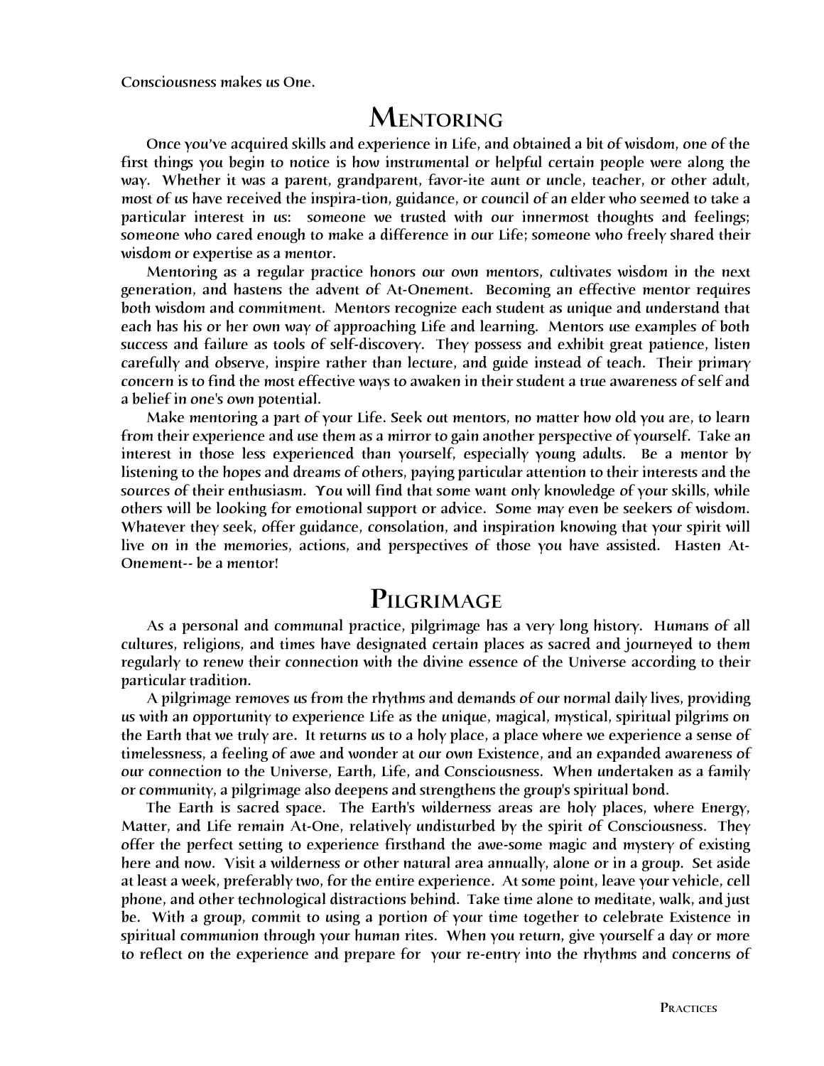Consciousness makes us One.

## Mentoring

Once you've acquired skills and experience in Life, and obtained a bit of wisdom, one of the first things you begin to notice is how instrumental or helpful certain people were along the way. Whether it was a parent, grandparent, favor-ite aunt or uncle, teacher, or other adult, most of us have received the inspira-tion, guidance, or council of an elder who seemed to take a particular interest in us: someone we trusted with our innermost thoughts and feelings; someone who cared enough to make a difference in our Life; someone who freely shared their wisdom or expertise as a mentor.

Mentoring as a regular practice honors our own mentors, cultivates wisdom in the next generation, and hastens the advent of At-Onement. Becoming an effective mentor requires both wisdom and commitment. Mentors recognize each student as unique and understand that each has his or her own way of approaching Life and learning. Mentors use examples of both success and failure as tools of self-discovery. They possess and exhibit great patience, listen carefully and observe, inspire rather than lecture, and guide instead of teach. Their primary concern is to find the most effective ways to awaken in their student a true awareness of self and a belief in one's own potential.

Make mentoring a part of your Life. Seek out mentors, no matter how old you are, to learn from their experience and use them as a mirror to gain another perspective of yourself. Take an interest in those less experienced than yourself, especially young adults. Be a mentor by listening to the hopes and dreams of others, paying particular attention to their interests and the sources of their enthusiasm. You will find that some want only knowledge of your skills, while others will be looking for emotional support or advice. Some may even be seekers of wisdom. Whatever they seek, offer guidance, consolation, and inspiration knowing that your spirit will live on in the memories, actions, and perspectives of those you have assisted. Hasten At-Onement-- be a mentor!

## Pilgrimage

As a personal and communal practice, pilgrimage has a very long history. Humans of all cultures, religions, and times have designated certain places as sacred and journeyed to them regularly to renew their connection with the divine essence of the Universe according to their particular tradition.

A pilgrimage removes us from the rhythms and demands of our normal daily lives, providing us with an opportunity to experience Life as the unique, magical, mystical, spiritual pilgrims on the Earth that we truly are. It returns us to a holy place, a place where we experience a sense of timelessness, a feeling of awe and wonder at our own Existence, and an expanded awareness of our connection to the Universe, Earth, Life, and Consciousness. When undertaken as a family or community, a pilgrimage also deepens and strengthens the group's spiritual bond.

The Earth is sacred space. The Earth's wilderness areas are holy places, where Energy, Matter, and Life remain At-One, relatively undisturbed by the spirit of Consciousness. They offer the perfect setting to experience firsthand the awe-some magic and mystery of existing here and now. Visit a wilderness or other natural area annually, alone or in a group. Set aside at least a week, preferably two, for the entire experience. At some point, leave your vehicle, cell phone, and other technological distractions behind. Take time alone to meditate, walk, and just be. With a group, commit to using a portion of your time together to celebrate Existence in spiritual communion through your human rites. When you return, give yourself a day or more to reflect on the experience and prepare for your re-entry into the rhythms and concerns of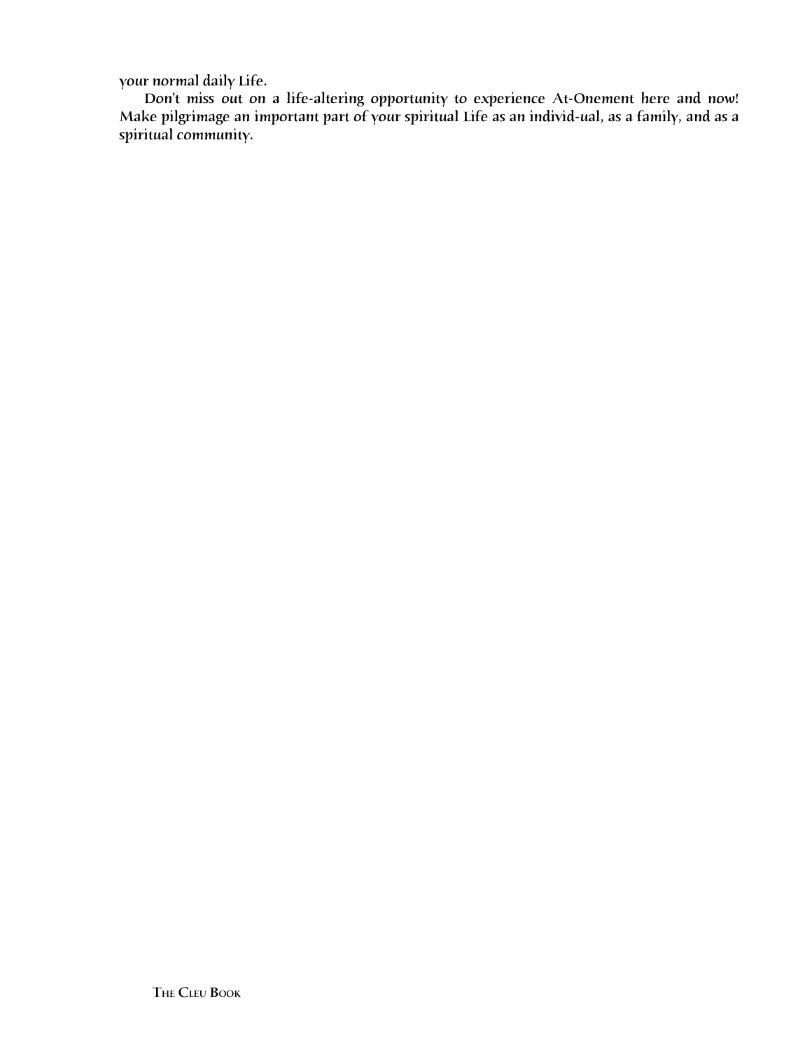your normal daily Life.

Don't miss out on a life-altering opportunity to experience At-Onement here and now! Make pilgrimage an important part of your spiritual Life as an individ-ual, as a family, and as a spiritual community.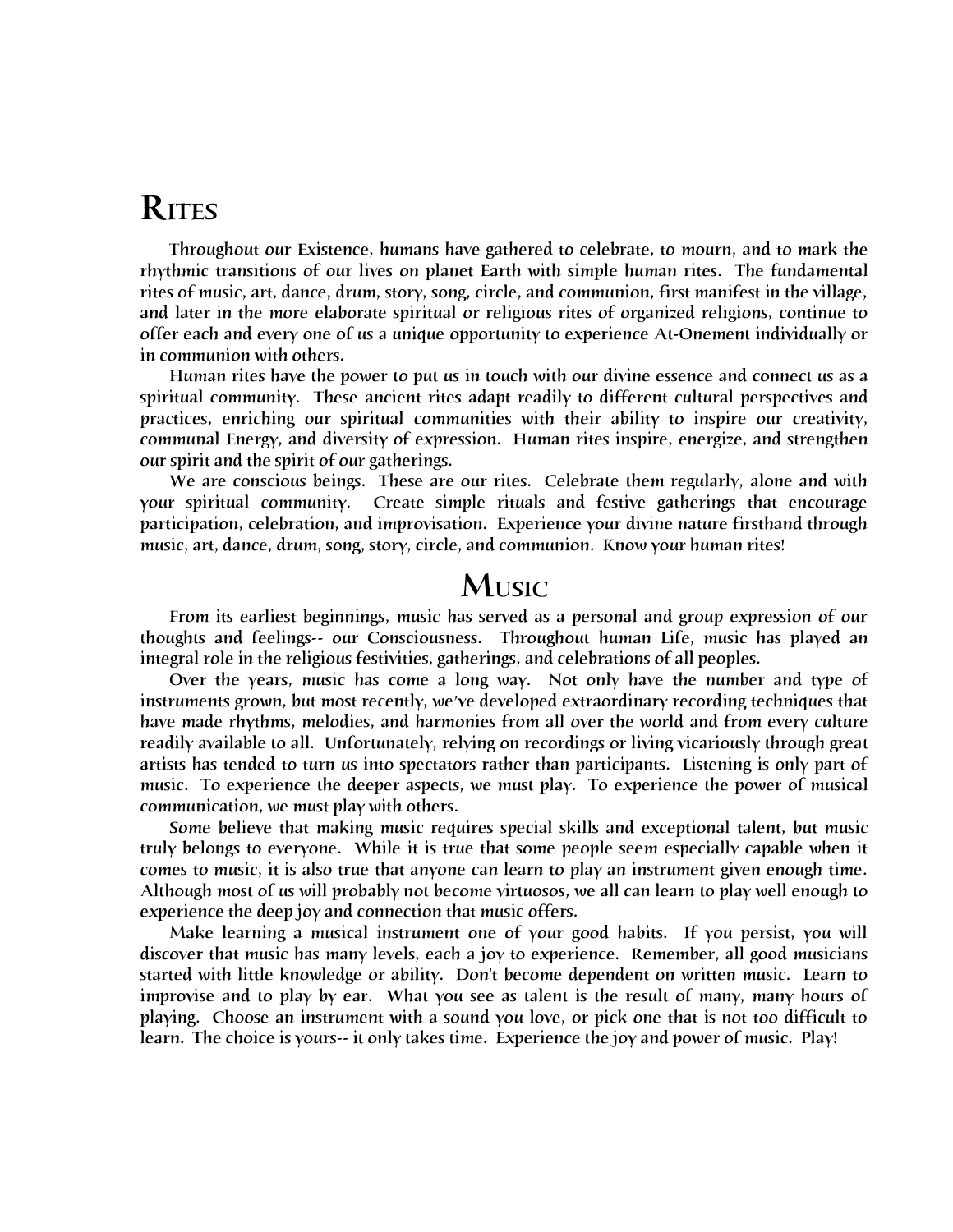# Rites

Throughout our Existence, humans have gathered to celebrate, to mourn, and to mark the rhythmic transitions of our lives on planet Earth with simple human rites. The fundamental rites of music, art, dance, drum, story, song, circle, and communion, first manifest in the village, and later in the more elaborate spiritual or religious rites of organized religions, continue to offer each and every one of us a unique opportunity to experience At-Onement individually or in communion with others.

Human rites have the power to put us in touch with our divine essence and connect us as a spiritual community. These ancient rites adapt readily to different cultural perspectives and practices, enriching our spiritual communities with their ability to inspire our creativity, communal Energy, and diversity of expression. Human rites inspire, energize, and strengthen our spirit and the spirit of our gatherings.

We are conscious beings. These are our rites. Celebrate them regularly, alone and with your spiritual community. Create simple rituals and festive gatherings that encourage participation, celebration, and improvisation. Experience your divine nature firsthand through music, art, dance, drum, song, story, circle, and communion. Know your human rites!

## Music

From its earliest beginnings, music has served as a personal and group expression of our thoughts and feelings-- our Consciousness. Throughout human Life, music has played an integral role in the religious festivities, gatherings, and celebrations of all peoples.

Over the years, music has come a long way. Not only have the number and type of instruments grown, but most recently, we've developed extraordinary recording techniques that have made rhythms, melodies, and harmonies from all over the world and from every culture readily available to all. Unfortunately, relying on recordings or living vicariously through great artists has tended to turn us into spectators rather than participants. Listening is only part of music. To experience the deeper aspects, we must play. To experience the power of musical communication, we must play with others.

Some believe that making music requires special skills and exceptional talent, but music truly belongs to everyone. While it is true that some people seem especially capable when it comes to music, it is also true that anyone can learn to play an instrument given enough time. Although most of us will probably not become virtuosos, we all can learn to play well enough to experience the deep joy and connection that music offers.

Make learning a musical instrument one of your good habits. If you persist, you will discover that music has many levels, each a joy to experience. Remember, all good musicians started with little knowledge or ability. Don't become dependent on written music. Learn to improvise and to play by ear. What you see as talent is the result of many, many hours of playing. Choose an instrument with a sound you love, or pick one that is not too difficult to learn. The choice is yours-- it only takes time. Experience the joy and power of music. Play!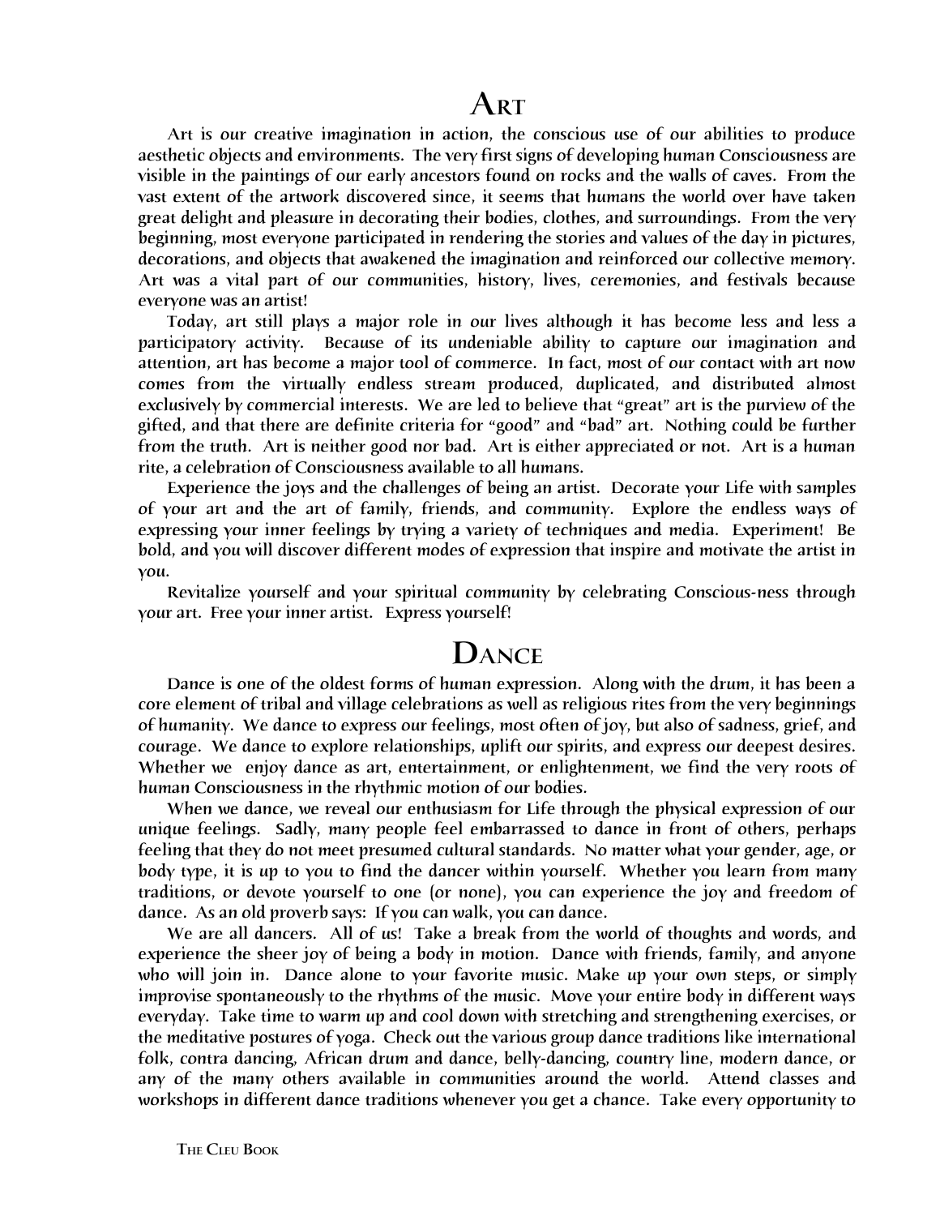# Art

Art is our creative imagination in action, the conscious use of our abilities to produce aesthetic objects and environments. The very first signs of developing human Consciousness are visible in the paintings of our early ancestors found on rocks and the walls of caves. From the vast extent of the artwork discovered since, it seems that humans the world over have taken great delight and pleasure in decorating their bodies, clothes, and surroundings. From the very beginning, most everyone participated in rendering the stories and values of the day in pictures, decorations, and objects that awakened the imagination and reinforced our collective memory. Art was a vital part of our communities, history, lives, ceremonies, and festivals because everyone was an artist!

Today, art still plays a major role in our lives although it has become less and less a participatory activity. Because of its undeniable ability to capture our imagination and attention, art has become a major tool of commerce. In fact, most of our contact with art now comes from the virtually endless stream produced, duplicated, and distributed almost exclusively by commercial interests. We are led to believe that "great" art is the purview of the gifted, and that there are definite criteria for "good" and "bad" art. Nothing could be further from the truth. Art is neither good nor bad. Art is either appreciated or not. Art is a human rite, a celebration of Consciousness available to all humans.

Experience the joys and the challenges of being an artist. Decorate your Life with samples of your art and the art of family, friends, and community. Explore the endless ways of expressing your inner feelings by trying a variety of techniques and media. Experiment! Be bold, and you will discover different modes of expression that inspire and motivate the artist in you.

Revitalize yourself and your spiritual community by celebrating Conscious-ness through your art. Free your inner artist. Express yourself!

# Dance

Dance is one of the oldest forms of human expression. Along with the drum, it has been a core element of tribal and village celebrations as well as religious rites from the very beginnings of humanity. We dance to express our feelings, most often of joy, but also of sadness, grief, and courage. We dance to explore relationships, uplift our spirits, and express our deepest desires. Whether we enjoy dance as art, entertainment, or enlightenment, we find the very roots of human Consciousness in the rhythmic motion of our bodies.

When we dance, we reveal our enthusiasm for Life through the physical expression of our unique feelings. Sadly, many people feel embarrassed to dance in front of others, perhaps feeling that they do not meet presumed cultural standards. No matter what your gender, age, or body type, it is up to you to find the dancer within yourself. Whether you learn from many traditions, or devote yourself to one (or none), you can experience the joy and freedom of dance. As an old proverb says: If you can walk, you can dance.

We are all dancers. All of us! Take a break from the world of thoughts and words, and experience the sheer joy of being a body in motion. Dance with friends, family, and anyone who will join in. Dance alone to your favorite music. Make up your own steps, or simply improvise spontaneously to the rhythms of the music. Move your entire body in different ways everyday. Take time to warm up and cool down with stretching and strengthening exercises, or the meditative postures of yoga. Check out the various group dance traditions like international folk, contra dancing, African drum and dance, belly-dancing, country line, modern dance, or any of the many others available in communities around the world. Attend classes and workshops in different dance traditions whenever you get a chance. Take every opportunity to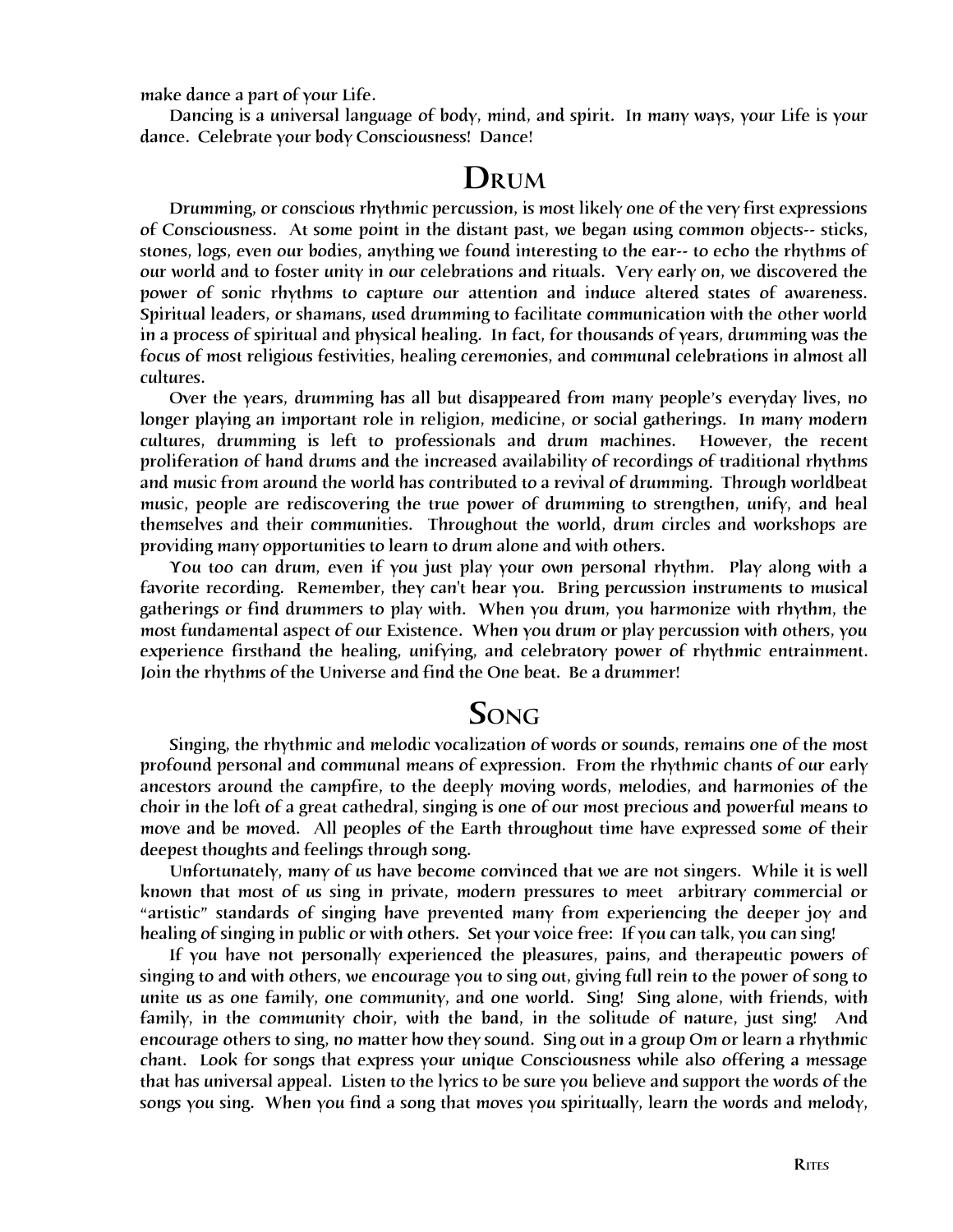make dance a part of your Life.

Dancing is a universal language of body, mind, and spirit. In many ways, your Life is your dance. Celebrate your body Consciousness! Dance!

## Drum

Drumming, or conscious rhythmic percussion, is most likely one of the very first expressions of Consciousness. At some point in the distant past, we began using common objects-- sticks, stones, logs, even our bodies, anything we found interesting to the ear-- to echo the rhythms of our world and to foster unity in our celebrations and rituals. Very early on, we discovered the power of sonic rhythms to capture our attention and induce altered states of awareness. Spiritual leaders, or shamans, used drumming to facilitate communication with the other world in a process of spiritual and physical healing. In fact, for thousands of years, drumming was the focus of most religious festivities, healing ceremonies, and communal celebrations in almost all cultures.

Over the years, drumming has all but disappeared from many people's everyday lives, no longer playing an important role in religion, medicine, or social gatherings. In many modern cultures, drumming is left to professionals and drum machines. However, the recent proliferation of hand drums and the increased availability of recordings of traditional rhythms and music from around the world has contributed to a revival of drumming. Through worldbeat music, people are rediscovering the true power of drumming to strengthen, unify, and heal themselves and their communities. Throughout the world, drum circles and workshops are providing many opportunities to learn to drum alone and with others.

You too can drum, even if you just play your own personal rhythm. Play along with a favorite recording. Remember, they can't hear you. Bring percussion instruments to musical gatherings or find drummers to play with. When you drum, you harmonize with rhythm, the most fundamental aspect of our Existence. When you drum or play percussion with others, you experience firsthand the healing, unifying, and celebratory power of rhythmic entrainment. Join the rhythms of the Universe and find the One beat. Be a drummer!

## Song

Singing, the rhythmic and melodic vocalization of words or sounds, remains one of the most profound personal and communal means of expression. From the rhythmic chants of our early ancestors around the campfire, to the deeply moving words, melodies, and harmonies of the choir in the loft of a great cathedral, singing is one of our most precious and powerful means to move and be moved. All peoples of the Earth throughout time have expressed some of their deepest thoughts and feelings through song.

Unfortunately, many of us have become convinced that we are not singers. While it is well known that most of us sing in private, modern pressures to meet arbitrary commercial or "artistic" standards of singing have prevented many from experiencing the deeper joy and healing of singing in public or with others. Set your voice free: If you can talk, you can sing!

If you have not personally experienced the pleasures, pains, and therapeutic powers of singing to and with others, we encourage you to sing out, giving full rein to the power of song to unite us as one family, one community, and one world. Sing! Sing alone, with friends, with family, in the community choir, with the band, in the solitude of nature, just sing! And encourage others to sing, no matter how they sound. Sing out in a group Om or learn a rhythmic chant. Look for songs that express your unique Consciousness while also offering a message that has universal appeal. Listen to the lyrics to be sure you believe and support the words of the songs you sing. When you find a song that moves you spiritually, learn the words and melody,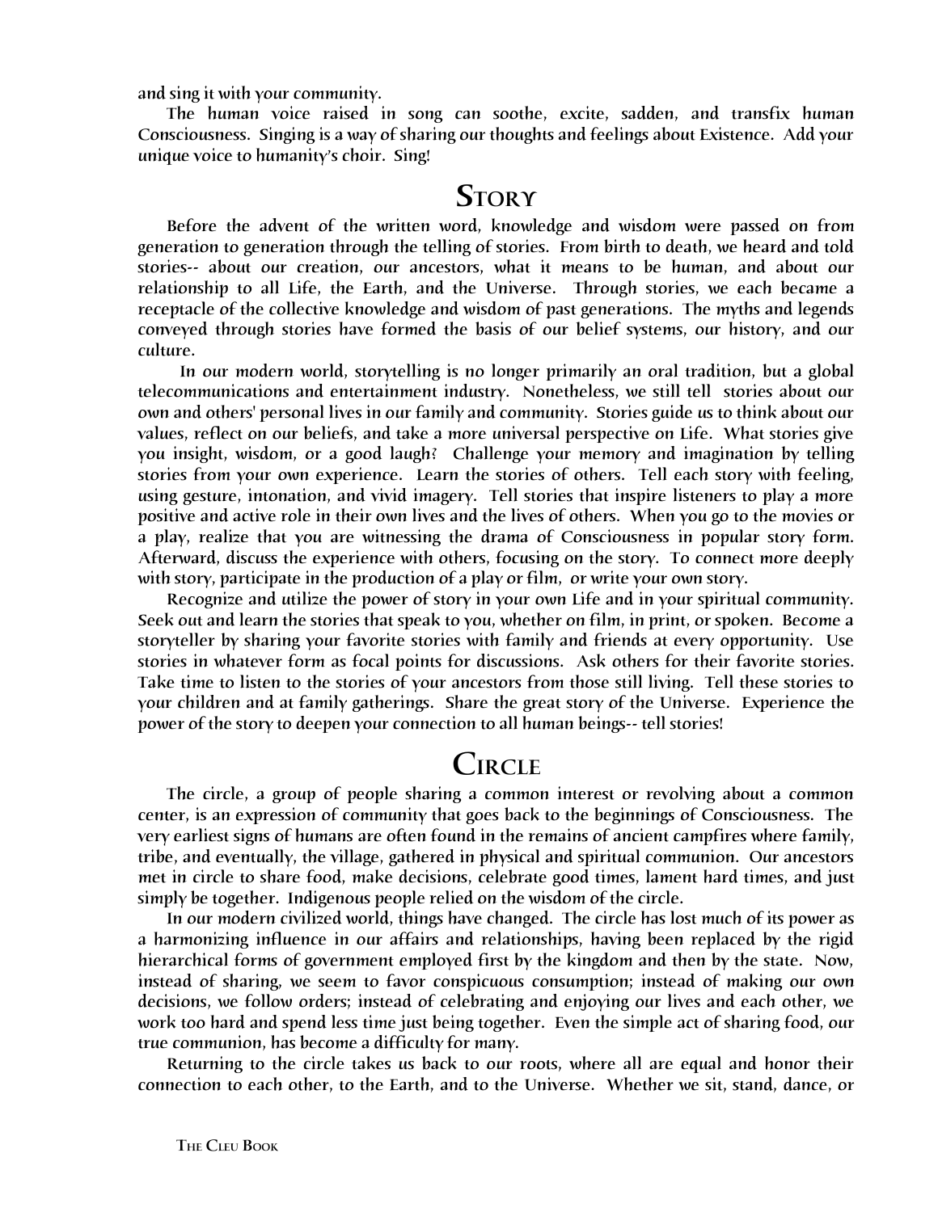and sing it with your community.

The human voice raised in song can soothe, excite, sadden, and transfix human Consciousness. Singing is a way of sharing our thoughts and feelings about Existence. Add your unique voice to humanity's choir. Sing!

## Story

Before the advent of the written word, knowledge and wisdom were passed on from generation to generation through the telling of stories. From birth to death, we heard and told stories-- about our creation, our ancestors, what it means to be human, and about our relationship to all Life, the Earth, and the Universe. Through stories, we each became a receptacle of the collective knowledge and wisdom of past generations. The myths and legends conveyed through stories have formed the basis of our belief systems, our history, and our culture.

In our modern world, storytelling is no longer primarily an oral tradition, but a global telecommunications and entertainment industry. Nonetheless, we still tell stories about our own and others' personal lives in our family and community. Stories guide us to think about our values, reflect on our beliefs, and take a more universal perspective on Life. What stories give you insight, wisdom, or a good laugh? Challenge your memory and imagination by telling stories from your own experience. Learn the stories of others. Tell each story with feeling, using gesture, intonation, and vivid imagery. Tell stories that inspire listeners to play a more positive and active role in their own lives and the lives of others. When you go to the movies or a play, realize that you are witnessing the drama of Consciousness in popular story form. Afterward, discuss the experience with others, focusing on the story. To connect more deeply with story, participate in the production of a play or film, or write your own story.

Recognize and utilize the power of story in your own Life and in your spiritual community. Seek out and learn the stories that speak to you, whether on film, in print, or spoken. Become a storyteller by sharing your favorite stories with family and friends at every opportunity. Use stories in whatever form as focal points for discussions. Ask others for their favorite stories. Take time to listen to the stories of your ancestors from those still living. Tell these stories to your children and at family gatherings. Share the great story of the Universe. Experience the power of the story to deepen your connection to all human beings-- tell stories!

## Circle

The circle, a group of people sharing a common interest or revolving about a common center, is an expression of community that goes back to the beginnings of Consciousness. The very earliest signs of humans are often found in the remains of ancient campfires where family, tribe, and eventually, the village, gathered in physical and spiritual communion. Our ancestors met in circle to share food, make decisions, celebrate good times, lament hard times, and just simply be together. Indigenous people relied on the wisdom of the circle.

In our modern civilized world, things have changed. The circle has lost much of its power as a harmonizing influence in our affairs and relationships, having been replaced by the rigid hierarchical forms of government employed first by the kingdom and then by the state. Now, instead of sharing, we seem to favor conspicuous consumption; instead of making our own decisions, we follow orders; instead of celebrating and enjoying our lives and each other, we work too hard and spend less time just being together. Even the simple act of sharing food, our true communion, has become a difficulty for many.

Returning to the circle takes us back to our roots, where all are equal and honor their connection to each other, to the Earth, and to the Universe. Whether we sit, stand, dance, or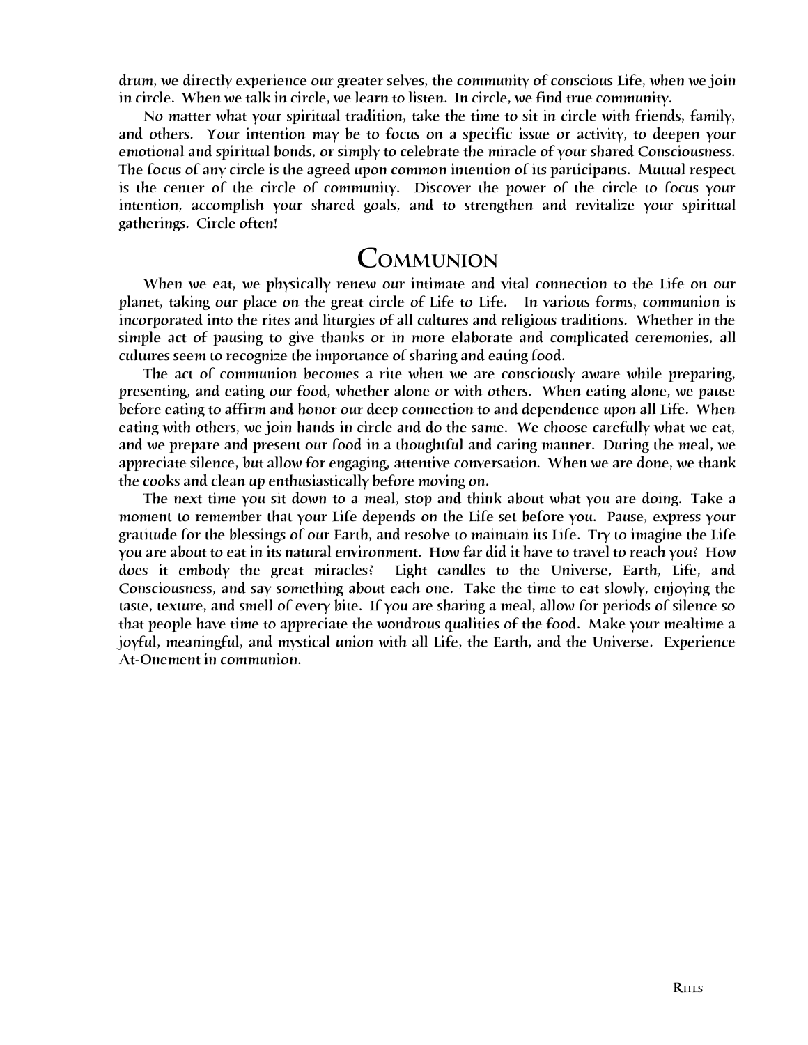drum, we directly experience our greater selves, the community of conscious Life, when we join in circle. When we talk in circle, we learn to listen. In circle, we find true community.

No matter what your spiritual tradition, take the time to sit in circle with friends, family, and others. Your intention may be to focus on a specific issue or activity, to deepen your emotional and spiritual bonds, or simply to celebrate the miracle of your shared Consciousness. The focus of any circle is the agreed upon common intention of its participants. Mutual respect is the center of the circle of community. Discover the power of the circle to focus your intention, accomplish your shared goals, and to strengthen and revitalize your spiritual gatherings. Circle often!

# Communion

When we eat, we physically renew our intimate and vital connection to the Life on our planet, taking our place on the great circle of Life to Life. In various forms, communion is incorporated into the rites and liturgies of all cultures and religious traditions. Whether in the simple act of pausing to give thanks or in more elaborate and complicated ceremonies, all cultures seem to recognize the importance of sharing and eating food.

The act of communion becomes a rite when we are consciously aware while preparing, presenting, and eating our food, whether alone or with others. When eating alone, we pause before eating to affirm and honor our deep connection to and dependence upon all Life. When eating with others, we join hands in circle and do the same. We choose carefully what we eat, and we prepare and present our food in a thoughtful and caring manner. During the meal, we appreciate silence, but allow for engaging, attentive conversation. When we are done, we thank the cooks and clean up enthusiastically before moving on.

The next time you sit down to a meal, stop and think about what you are doing. Take a moment to remember that your Life depends on the Life set before you. Pause, express your gratitude for the blessings of our Earth, and resolve to maintain its Life. Try to imagine the Life you are about to eat in its natural environment. How far did it have to travel to reach you? How does it embody the great miracles? Light candles to the Universe, Earth, Life, and Consciousness, and say something about each one. Take the time to eat slowly, enjoying the taste, texture, and smell of every bite. If you are sharing a meal, allow for periods of silence so that people have time to appreciate the wondrous qualities of the food. Make your mealtime a joyful, meaningful, and mystical union with all Life, the Earth, and the Universe. Experience At-Onement in communion.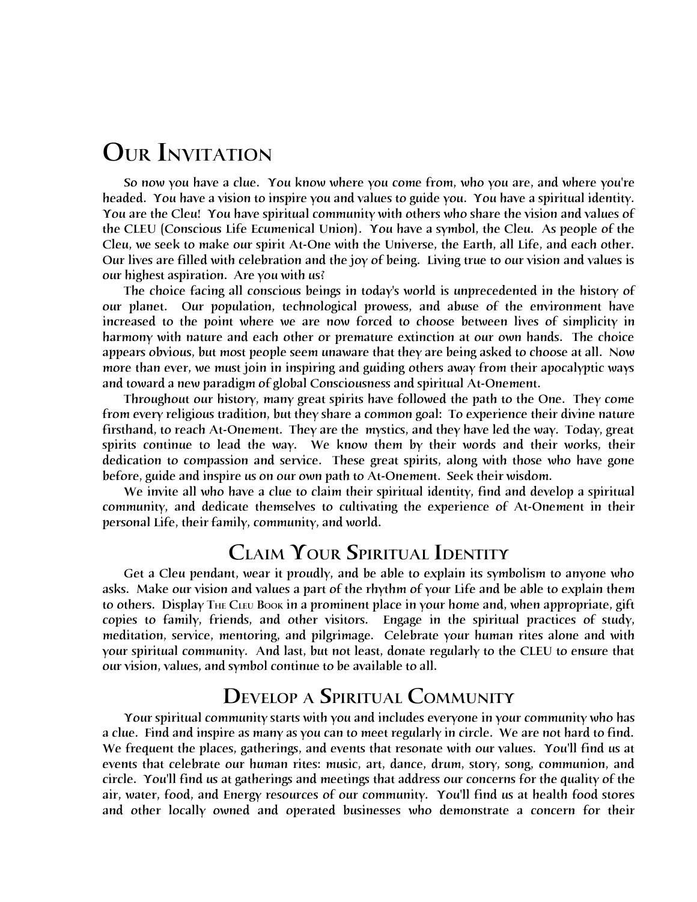# Our Invitation

So now you have a clue. You know where you come from, who you are, and where you're headed. You have a vision to inspire you and values to guide you. You have a spiritual identity. You are the Cleu! You have spiritual community with others who share the vision and values of the CLEU (Conscious Life Ecumenical Union). You have a symbol, the Cleu. As people of the Cleu, we seek to make our spirit At-One with the Universe, the Earth, all Life, and each other. Our lives are filled with celebration and the joy of being. Living true to our vision and values is our highest aspiration. Are you with us?

The choice facing all conscious beings in today's world is unprecedented in the history of our planet. Our population, technological prowess, and abuse of the environment have increased to the point where we are now forced to choose between lives of simplicity in harmony with nature and each other or premature extinction at our own hands. The choice appears obvious, but most people seem unaware that they are being asked to choose at all. Now more than ever, we must join in inspiring and guiding others away from their apocalyptic ways and toward a new paradigm of global Consciousness and spiritual At-Onement.

Throughout our history, many great spirits have followed the path to the One. They come from every religious tradition, but they share a common goal: To experience their divine nature firsthand, to reach At-Onement. They are the mystics, and they have led the way. Today, great spirits continue to lead the way. We know them by their words and their works, their dedication to compassion and service. These great spirits, along with those who have gone before, guide and inspire us on our own path to At-Onement. Seek their wisdom.

We invite all who have a clue to claim their spiritual identity, find and develop a spiritual community, and dedicate themselves to cultivating the experience of At-Onement in their personal Life, their family, community, and world.

## Claim Your Spiritual Identity

Get a Cleu pendant, wear it proudly, and be able to explain its symbolism to anyone who asks. Make our vision and values a part of the rhythm of your Life and be able to explain them to others. Display The Cleu Book in a prominent place in your home and, when appropriate, gift copies to family, friends, and other visitors. Engage in the spiritual practices of study, meditation, service, mentoring, and pilgrimage. Celebrate your human rites alone and with your spiritual community. And last, but not least, donate regularly to the CLEU to ensure that our vision, values, and symbol continue to be available to all.

## Develop a Spiritual Community

Your spiritual community starts with you and includes everyone in your community who has a clue. Find and inspire as many as you can to meet regularly in circle. We are not hard to find. We frequent the places, gatherings, and events that resonate with our values. You'll find us at events that celebrate our human rites: music, art, dance, drum, story, song, communion, and circle. You'll find us at gatherings and meetings that address our concerns for the quality of the air, water, food, and Energy resources of our community. You'll find us at health food stores and other locally owned and operated businesses who demonstrate a concern for their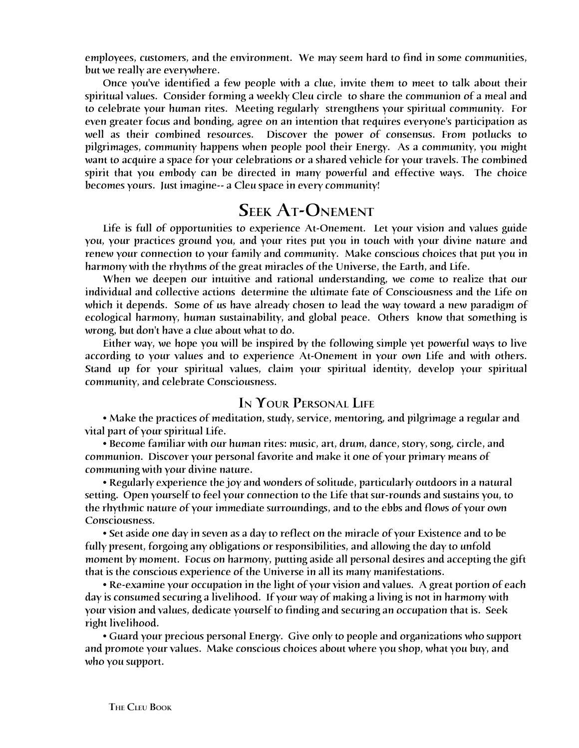employees, customers, and the environment. We may seem hard to find in some communities, but we really are everywhere.

Once you've identified a few people with a clue, invite them to meet to talk about their spiritual values. Consider forming a weekly Cleu circle to share the communion of a meal and to celebrate your human rites. Meeting regularly strengthens your spiritual community. For even greater focus and bonding, agree on an intention that requires everyone's participation as well as their combined resources. Discover the power of consensus. From potlucks to pilgrimages, community happens when people pool their Energy. As a community, you might want to acquire a space for your celebrations or a shared vehicle for your travels. The combined spirit that you embody can be directed in many powerful and effective ways. The choice becomes yours. Just imagine-- a Cleu space in every community!

## Seek At-Onement

Life is full of opportunities to experience At-Onement. Let your vision and values guide you, your practices ground you, and your rites put you in touch with your divine nature and renew your connection to your family and community. Make conscious choices that put you in harmony with the rhythms of the great miracles of the Universe, the Earth, and Life.

When we deepen our intuitive and rational understanding, we come to realize that our individual and collective actions determine the ultimate fate of Consciousness and the Life on which it depends. Some of us have already chosen to lead the way toward a new paradigm of ecological harmony, human sustainability, and global peace. Others know that something is wrong, but don't have a clue about what to do.

Either way, we hope you will be inspired by the following simple yet powerful ways to live according to your values and to experience At-Onement in your own Life and with others. Stand up for your spiritual values, claim your spiritual identity, develop your spiritual community, and celebrate Consciousness.

### In Your Personal Life

• Make the practices of meditation, study, service, mentoring, and pilgrimage a regular and vital part of your spiritual Life.

• Become familiar with our human rites: music, art, drum, dance, story, song, circle, and communion. Discover your personal favorite and make it one of your primary means of communing with your divine nature.

• Regularly experience the joy and wonders of solitude, particularly outdoors in a natural setting. Open yourself to feel your connection to the Life that sur-rounds and sustains you, to the rhythmic nature of your immediate surroundings, and to the ebbs and flows of your own Consciousness.

• Set aside one day in seven as a day to reflect on the miracle of your Existence and to be fully present, forgoing any obligations or responsibilities, and allowing the day to unfold moment by moment. Focus on harmony, putting aside all personal desires and accepting the gift that is the conscious experience of the Universe in all its many manifestations.

• Re-examine your occupation in the light of your vision and values. A great portion of each day is consumed securing a livelihood. If your way of making a living is not in harmony with your vision and values, dedicate yourself to finding and securing an occupation that is. Seek right livelihood.

• Guard your precious personal Energy. Give only to people and organizations who support and promote your values. Make conscious choices about where you shop, what you buy, and who you support.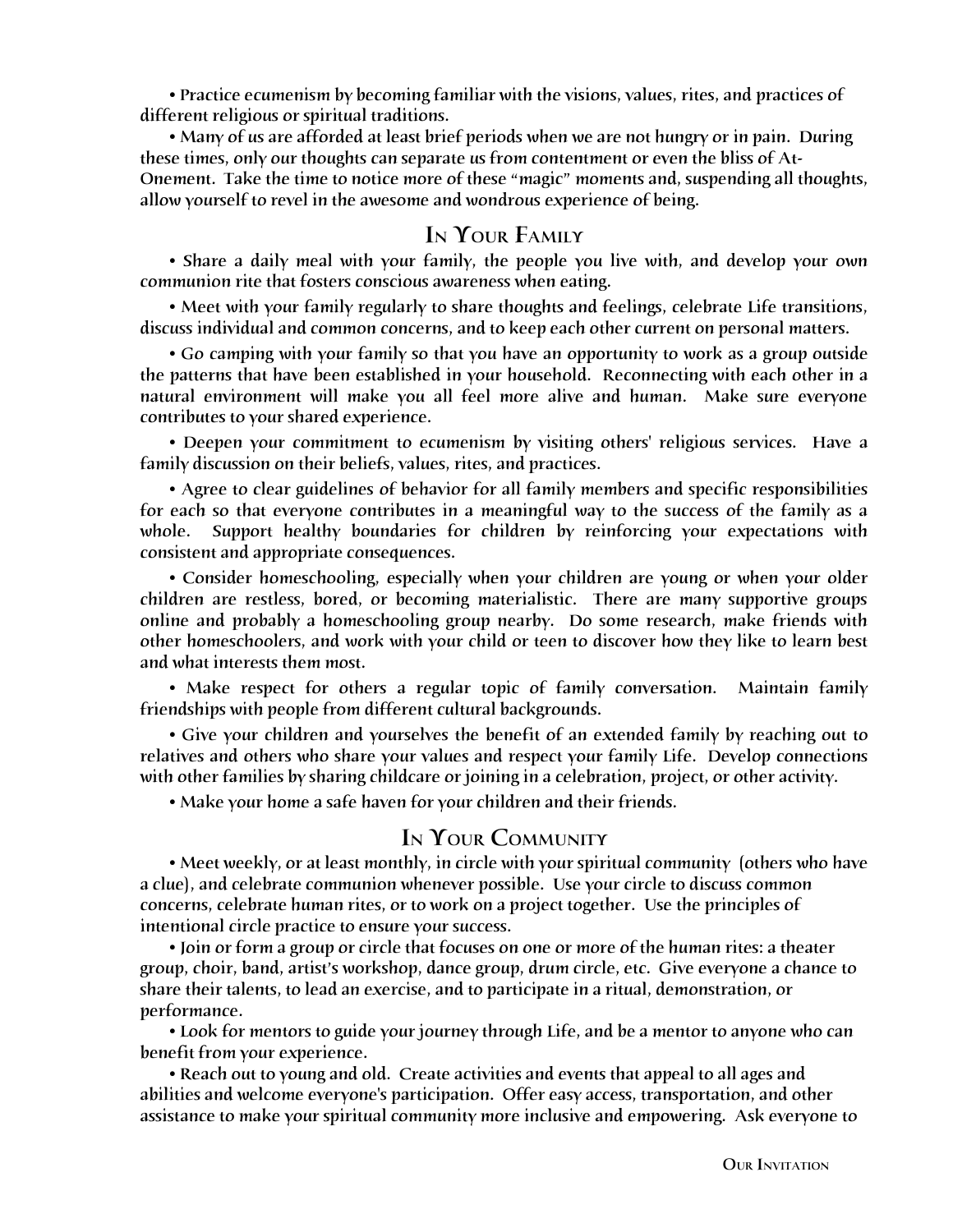• Practice ecumenism by becoming familiar with the visions, values, rites, and practices of different religious or spiritual traditions.

• Many of us are afforded at least brief periods when we are not hungry or in pain. During these times, only our thoughts can separate us from contentment or even the bliss of At-Onement. Take the time to notice more of these "magic" moments and, suspending all thoughts, allow yourself to revel in the awesome and wondrous experience of being.

## In Your Family

• Share a daily meal with your family, the people you live with, and develop your own communion rite that fosters conscious awareness when eating.

• Meet with your family regularly to share thoughts and feelings, celebrate Life transitions, discuss individual and common concerns, and to keep each other current on personal matters.

• Go camping with your family so that you have an opportunity to work as a group outside the patterns that have been established in your household. Reconnecting with each other in a natural environment will make you all feel more alive and human. Make sure everyone contributes to your shared experience.

• Deepen your commitment to ecumenism by visiting others' religious services. Have a family discussion on their beliefs, values, rites, and practices.

• Agree to clear guidelines of behavior for all family members and specific responsibilities for each so that everyone contributes in a meaningful way to the success of the family as a whole. Support healthy boundaries for children by reinforcing your expectations with consistent and appropriate consequences.

• Consider homeschooling, especially when your children are young or when your older children are restless, bored, or becoming materialistic. There are many supportive groups online and probably a homeschooling group nearby. Do some research, make friends with other homeschoolers, and work with your child or teen to discover how they like to learn best and what interests them most.

• Make respect for others a regular topic of family conversation. Maintain family friendships with people from different cultural backgrounds.

• Give your children and yourselves the benefit of an extended family by reaching out to relatives and others who share your values and respect your family Life. Develop connections with other families by sharing childcare or joining in a celebration, project, or other activity.

• Make your home a safe haven for your children and their friends.

## In Your Community

• Meet weekly, or at least monthly, in circle with your spiritual community (others who have a clue), and celebrate communion whenever possible. Use your circle to discuss common concerns, celebrate human rites, or to work on a project together. Use the principles of intentional circle practice to ensure your success.

• Join or form a group or circle that focuses on one or more of the human rites: a theater group, choir, band, artist's workshop, dance group, drum circle, etc. Give everyone a chance to share their talents, to lead an exercise, and to participate in a ritual, demonstration, or performance.

• Look for mentors to guide your journey through Life, and be a mentor to anyone who can benefit from your experience.

• Reach out to young and old. Create activities and events that appeal to all ages and abilities and welcome everyone's participation. Offer easy access, transportation, and other assistance to make your spiritual community more inclusive and empowering. Ask everyone to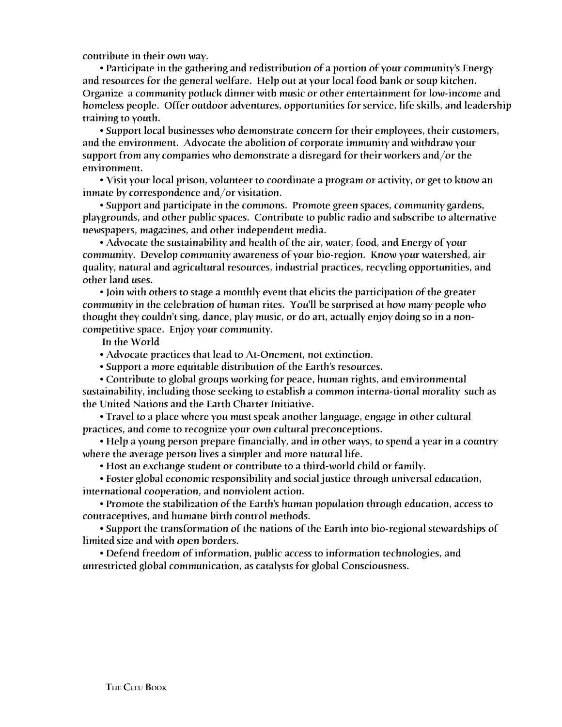contribute in their own way.

- Participate in the gathering and redistribution of a portion of your community's Energy and resources for the general welfare. Help out at your local food bank or soup kitchen. Organize a community potluck dinner with music or other entertainment for low-income and homeless people. Offer outdoor adventures, opportunities for service, life skills, and leadership training to youth.
- Support local businesses who demonstrate concern for their employees, their customers, and the environment. Advocate the abolition of corporate immunity and withdraw your support from any companies who demonstrate a disregard for their workers and/or the environment.
- Visit your local prison, volunteer to coordinate a program or activity, or get to know an inmate by correspondence and/or visitation.
- Support and participate in the commons. Promote green spaces, community gardens, playgrounds, and other public spaces. Contribute to public radio and subscribe to alternative newspapers, magazines, and other independent media.
- Advocate the sustainability and health of the air, water, food, and Energy of your community. Develop community awareness of your bio-region. Know your watershed, air quality, natural and agricultural resources, industrial practices, recycling opportunities, and other land uses.
- Join with others to stage a monthly event that elicits the participation of the greater community in the celebration of human rites. You'll be surprised at how many people who thought they couldn't sing, dance, play music, or do art, actually enjoy doing so in a non-competitive space. Enjoy your community.

In the World

- Advocate practices that lead to At-Onement, not extinction.
- Support a more equitable distribution of the Earth's resources.
- Contribute to global groups working for peace, human rights, and environmental sustainability, including those seeking to establish a common interna-tional morality such as the United Nations and the Earth Charter Initiative.
- Travel to a place where you must speak another language, engage in other cultural practices, and come to recognize your own cultural preconceptions.
- Help a young person prepare financially, and in other ways, to spend a year in a country where the average person lives a simpler and more natural life.
- Host an exchange student or contribute to a third-world child or family.
- Foster global economic responsibility and social justice through universal education, international cooperation, and nonviolent action.
- Promote the stabilization of the Earth's human population through education, access to contraceptives, and humane birth control methods.
- Support the transformation of the nations of the Earth into bio-regional stewardships of limited size and with open borders.
- Defend freedom of information, public access to information technologies, and unrestricted global communication, as catalysts for global Consciousness.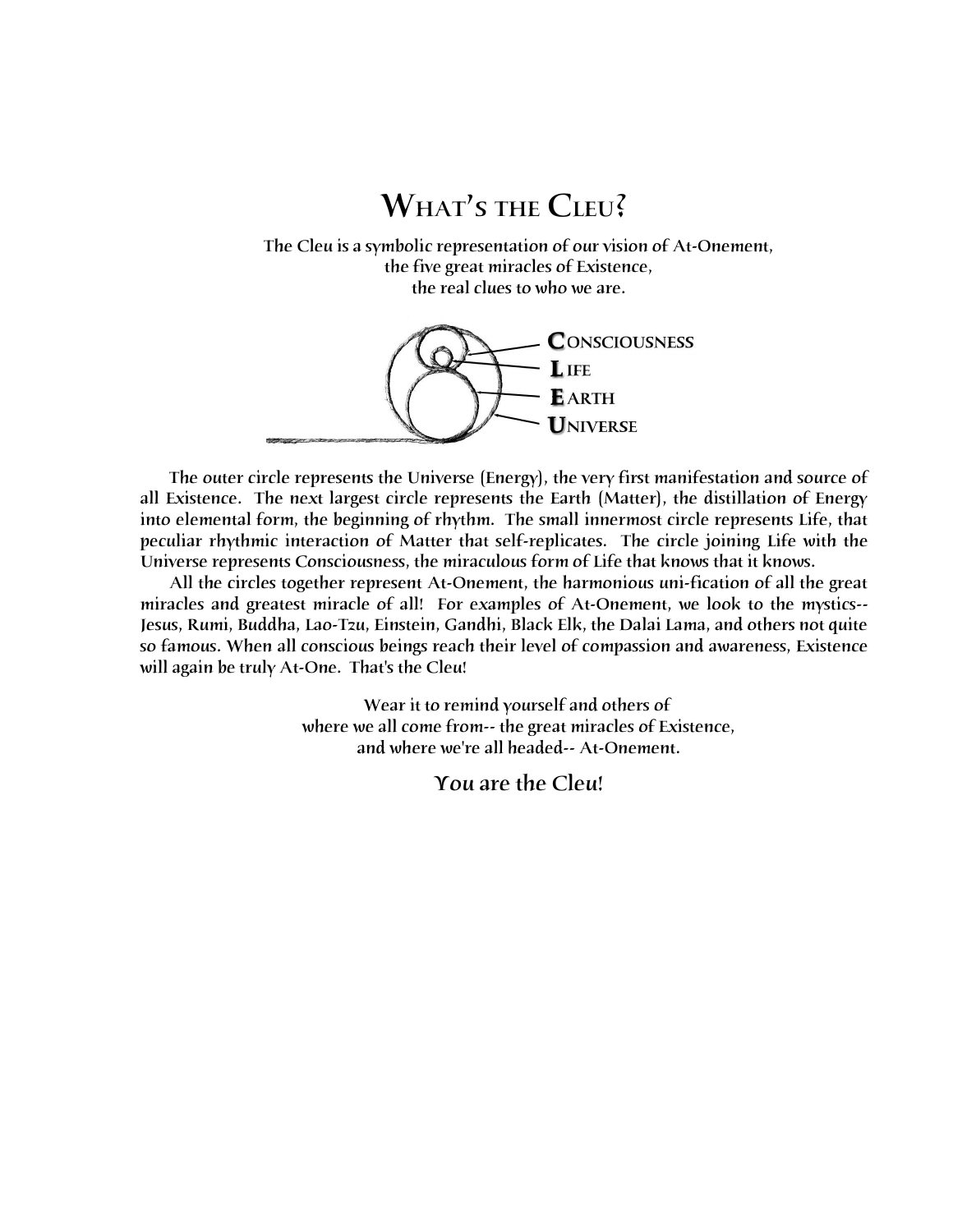# What's the Cleu?

The Cleu is a symbolic representation of our vision of At-Onement,  
the five great miracles of Existence,  
the real clues to who we are.

**C**ONSCIOUSNESS  
**L**IFE  
**E**ARTH  
**U**NIVERSE

The outer circle represents the Universe (Energy), the very first manifestation and source of all Existence. The next largest circle represents the Earth (Matter), the distillation of Energy into elemental form, the beginning of rhythm. The small innermost circle represents Life, that peculiar rhythmic interaction of Matter that self-replicates. The circle joining Life with the Universe represents Consciousness, the miraculous form of Life that knows that it knows.

All the circles together represent At-Onement, the harmonious uni-fication of all the great miracles and greatest miracle of all! For examples of At-Onement, we look to the mystics-- Jesus, Rumi, Buddha, Lao-Tzu, Einstein, Gandhi, Black Elk, the Dalai Lama, and others not quite so famous. When all conscious beings reach their level of compassion and awareness, Existence will again be truly At-One. That's the Cleu!

Wear it to remind yourself and others of  
where we all come from-- the great miracles of Existence,  
and where we're all headed-- At-Onement.

**You are the Cleu!**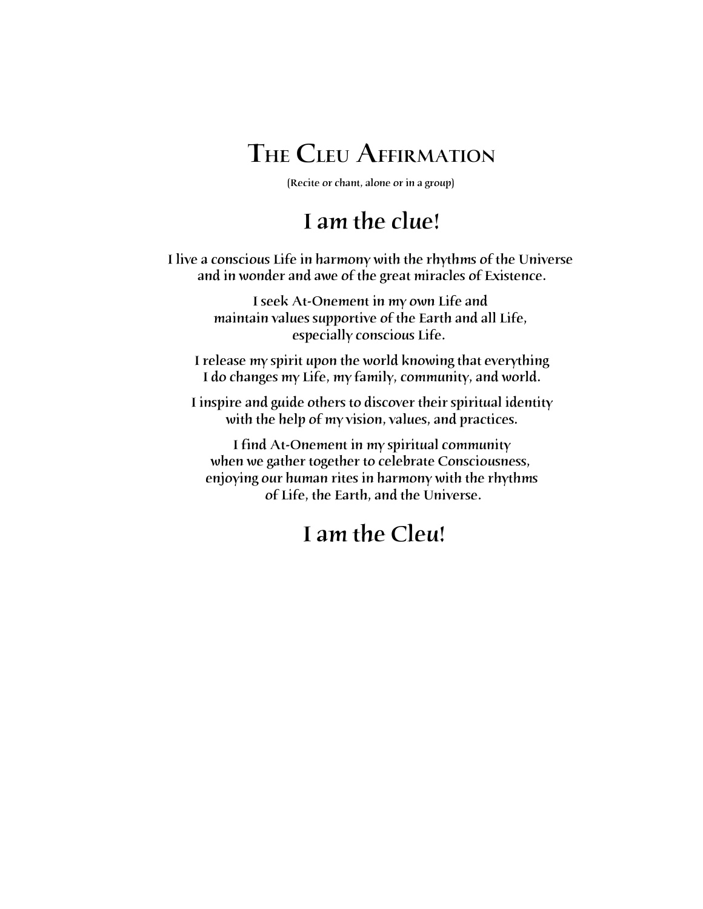# THE CLEU AFFIRMATION

(Recite or chant, alone or in a group)

## I am the clue!

I live a conscious Life in harmony with the rhythms of the Universe
and in wonder and awe of the great miracles of Existence.

I seek At-Onement in my own Life and
maintain values supportive of the Earth and all Life,
especially conscious Life.

I release my spirit upon the world knowing that everything
I do changes my Life, my family, community, and world.

I inspire and guide others to discover their spiritual identity
with the help of my vision, values, and practices.

I find At-Onement in my spiritual community
when we gather together to celebrate Consciousness,
enjoying our human rites in harmony with the rhythms
of Life, the Earth, and the Universe.

## I am the Cleu!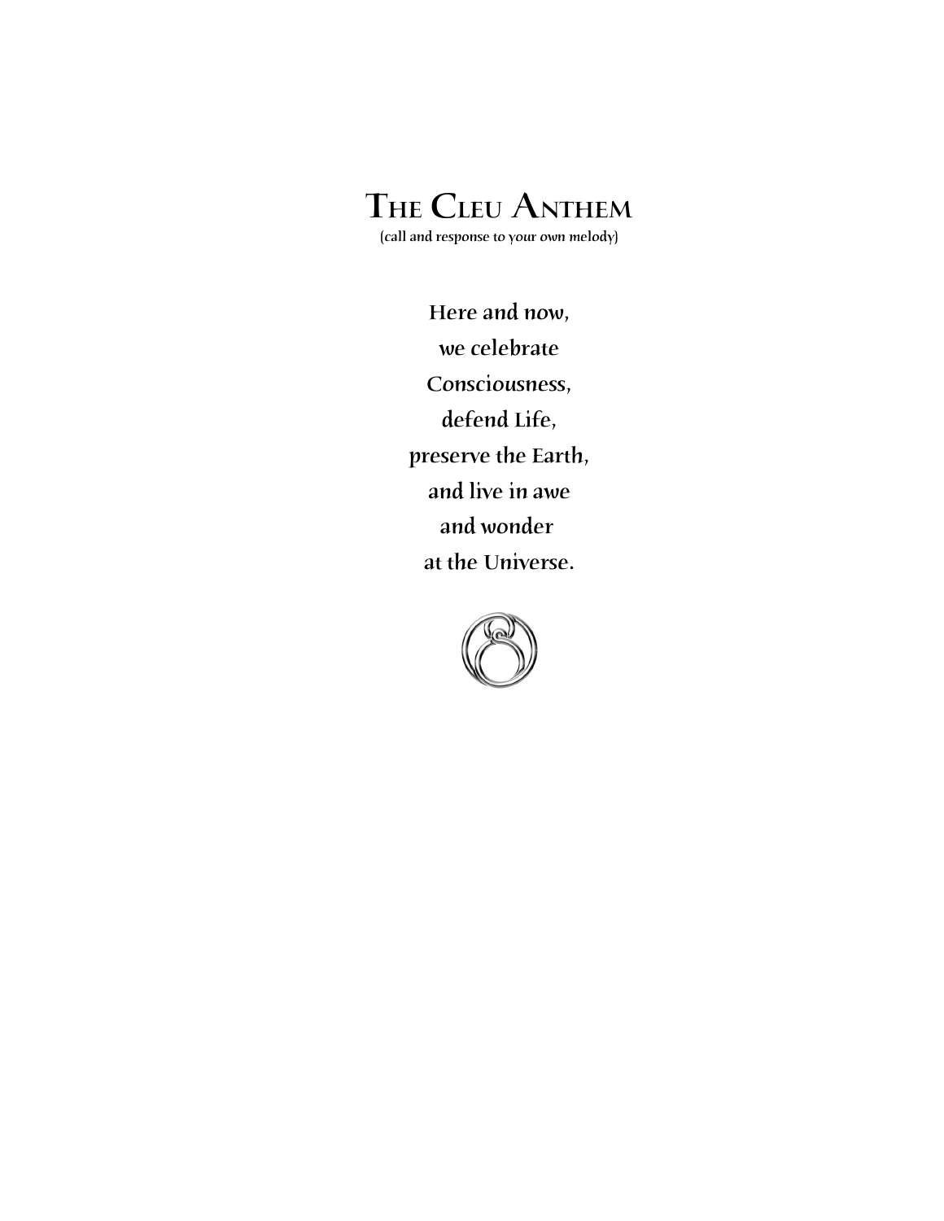# The Cleu Anthem

(call and response to your own melody)

**Here and now,**
**we celebrate**
**Consciousness,**
**defend Life,**
**preserve the Earth,**
**and live in awe**
**and wonder**
**at the Universe.**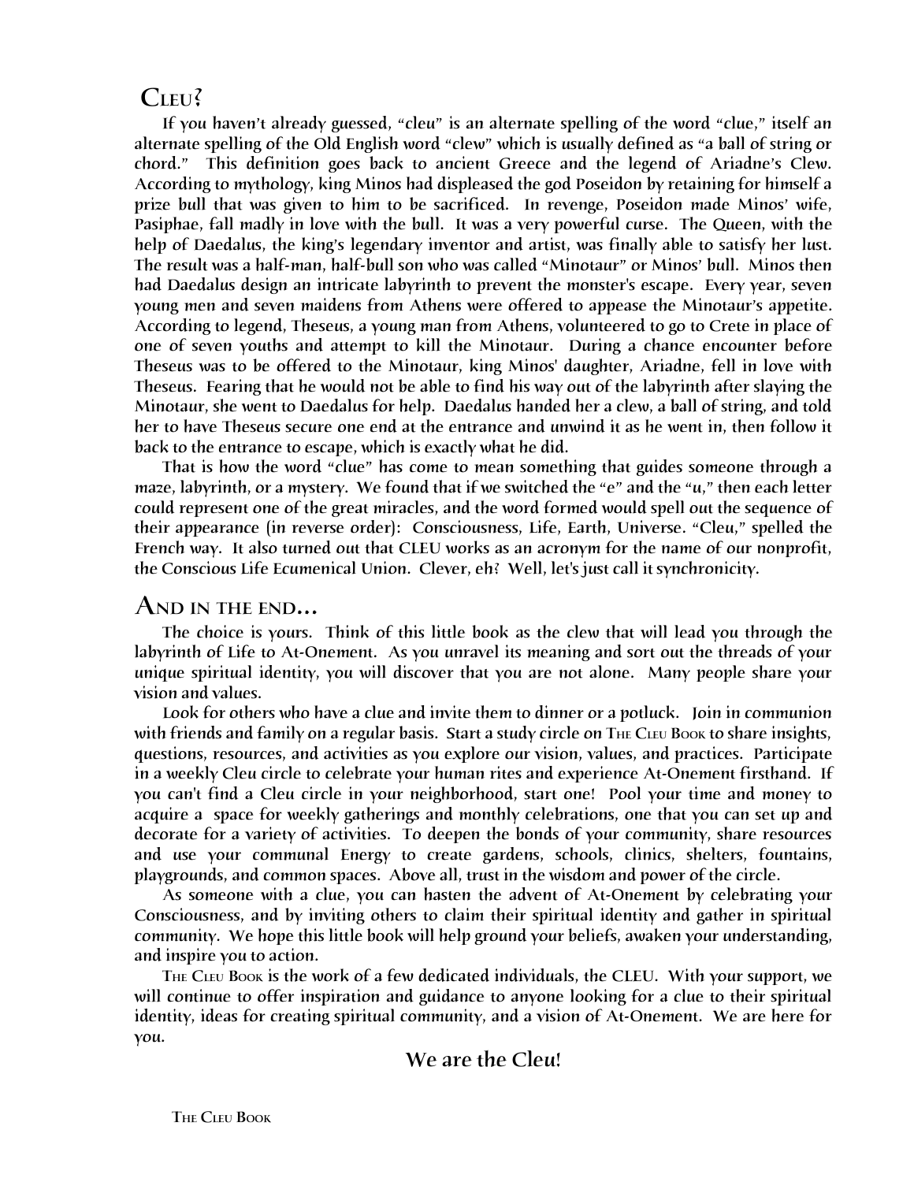## Cleu?

If you haven't already guessed, "cleu" is an alternate spelling of the word "clue," itself an alternate spelling of the Old English word "clew" which is usually defined as "a ball of string or chord." This definition goes back to ancient Greece and the legend of Ariadne's Clew. According to mythology, king Minos had displeased the god Poseidon by retaining for himself a prize bull that was given to him to be sacrificed. In revenge, Poseidon made Minos' wife, Pasiphae, fall madly in love with the bull. It was a very powerful curse. The Queen, with the help of Daedalus, the king's legendary inventor and artist, was finally able to satisfy her lust. The result was a half-man, half-bull son who was called "Minotaur" or Minos' bull. Minos then had Daedalus design an intricate labyrinth to prevent the monster's escape. Every year, seven young men and seven maidens from Athens were offered to appease the Minotaur's appetite. According to legend, Theseus, a young man from Athens, volunteered to go to Crete in place of one of seven youths and attempt to kill the Minotaur. During a chance encounter before Theseus was to be offered to the Minotaur, king Minos' daughter, Ariadne, fell in love with Theseus. Fearing that he would not be able to find his way out of the labyrinth after slaying the Minotaur, she went to Daedalus for help. Daedalus handed her a clew, a ball of string, and told her to have Theseus secure one end at the entrance and unwind it as he went in, then follow it back to the entrance to escape, which is exactly what he did.

That is how the word "clue" has come to mean something that guides someone through a maze, labyrinth, or a mystery. We found that if we switched the "e" and the "u," then each letter could represent one of the great miracles, and the word formed would spell out the sequence of their appearance (in reverse order): Consciousness, Life, Earth, Universe. "Cleu," spelled the French way. It also turned out that CLEU works as an acronym for the name of our nonprofit, the Conscious Life Ecumenical Union. Clever, eh? Well, let's just call it synchronicity.

## And in the end...

The choice is yours. Think of this little book as the clew that will lead you through the labyrinth of Life to At-Onement. As you unravel its meaning and sort out the threads of your unique spiritual identity, you will discover that you are not alone. Many people share your vision and values.

Look for others who have a clue and invite them to dinner or a potluck. Join in communion with friends and family on a regular basis. Start a study circle on The Cleu Book to share insights, questions, resources, and activities as you explore our vision, values, and practices. Participate in a weekly Cleu circle to celebrate your human rites and experience At-Onement firsthand. If you can't find a Cleu circle in your neighborhood, start one! Pool your time and money to acquire a space for weekly gatherings and monthly celebrations, one that you can set up and decorate for a variety of activities. To deepen the bonds of your community, share resources and use your communal Energy to create gardens, schools, clinics, shelters, fountains, playgrounds, and common spaces. Above all, trust in the wisdom and power of the circle.

As someone with a clue, you can hasten the advent of At-Onement by celebrating your Consciousness, and by inviting others to claim their spiritual identity and gather in spiritual community. We hope this little book will help ground your beliefs, awaken your understanding, and inspire you to action.

The Cleu Book is the work of a few dedicated individuals, the CLEU. With your support, we will continue to offer inspiration and guidance to anyone looking for a clue to their spiritual identity, ideas for creating spiritual community, and a vision of At-Onement. We are here for you.

**We are the Cleu!**